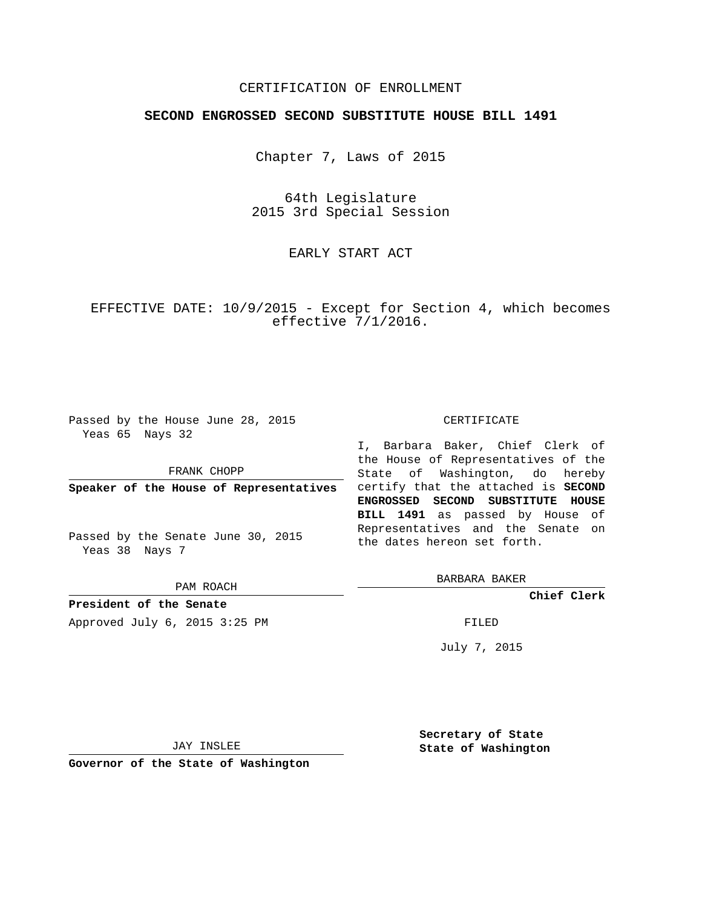CERTIFICATION OF ENROLLMENT

**SECOND ENGROSSED SECOND SUBSTITUTE HOUSE BILL 1491**

Chapter 7, Laws of 2015

64th Legislature
2015 3rd Special Session

EARLY START ACT

EFFECTIVE DATE: 10/9/2015 - Except for Section 4, which becomes effective 7/1/2016.

Passed by the House June 28, 2015
Yeas 65 Nays 32

FRANK CHOPP

**Speaker of the House of Representatives**

Passed by the Senate June 30, 2015
Yeas 38 Nays 7

PAM ROACH

**President of the Senate**

Approved July 6, 2015 3:25 PM

JAY INSLEE

**Governor of the State of Washington**

CERTIFICATE

I, Barbara Baker, Chief Clerk of the House of Representatives of the State of Washington, do hereby certify that the attached is **SECOND ENGROSSED SECOND SUBSTITUTE HOUSE BILL 1491** as passed by House of Representatives and the Senate on the dates hereon set forth.

BARBARA BAKER

**Chief Clerk**

FILED

July 7, 2015

**Secretary of State**
**State of Washington**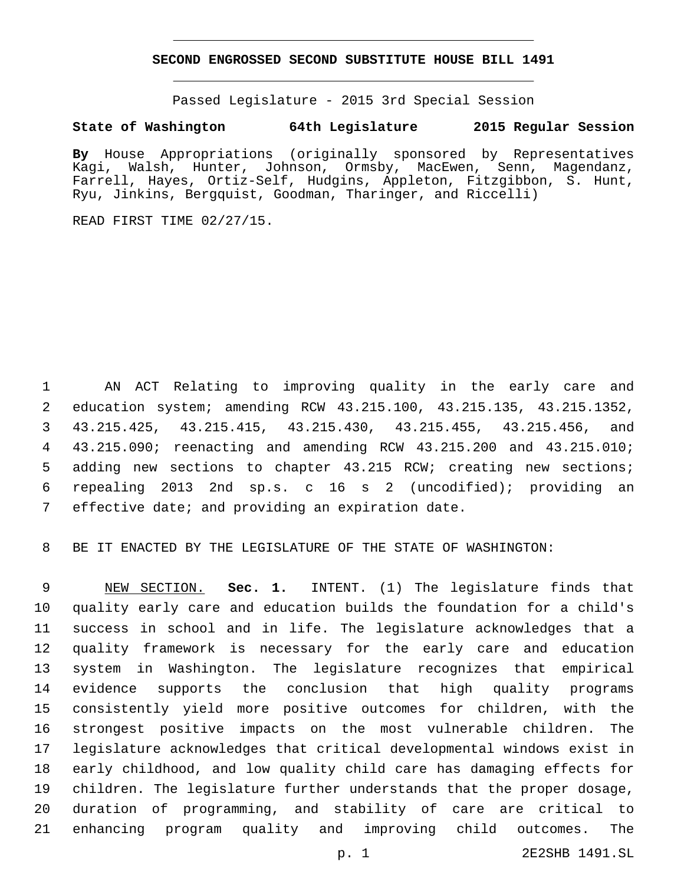**SECOND ENGROSSED SECOND SUBSTITUTE HOUSE BILL 1491**

Passed Legislature - 2015 3rd Special Session

**State of Washington 64th Legislature 2015 Regular Session**

**By** House Appropriations (originally sponsored by Representatives Kagi, Walsh, Hunter, Johnson, Ormsby, MacEwen, Senn, Magendanz, Farrell, Hayes, Ortiz-Self, Hudgins, Appleton, Fitzgibbon, S. Hunt, Ryu, Jinkins, Bergquist, Goodman, Tharinger, and Riccelli)

READ FIRST TIME 02/27/15.

1 AN ACT Relating to improving quality in the early care and
2 education system; amending RCW 43.215.100, 43.215.135, 43.215.1352,
3 43.215.425, 43.215.415, 43.215.430, 43.215.455, 43.215.456, and
4 43.215.090; reenacting and amending RCW 43.215.200 and 43.215.010;
5 adding new sections to chapter 43.215 RCW; creating new sections;
6 repealing 2013 2nd sp.s. c 16 s 2 (uncodified); providing an
7 effective date; and providing an expiration date.

8 BE IT ENACTED BY THE LEGISLATURE OF THE STATE OF WASHINGTON:

9 NEW SECTION. **Sec. 1.** INTENT. (1) The legislature finds that
10 quality early care and education builds the foundation for a child's
11 success in school and in life. The legislature acknowledges that a
12 quality framework is necessary for the early care and education
13 system in Washington. The legislature recognizes that empirical
14 evidence supports the conclusion that high quality programs
15 consistently yield more positive outcomes for children, with the
16 strongest positive impacts on the most vulnerable children. The
17 legislature acknowledges that critical developmental windows exist in
18 early childhood, and low quality child care has damaging effects for
19 children. The legislature further understands that the proper dosage,
20 duration of programming, and stability of care are critical to
21 enhancing program quality and improving child outcomes. The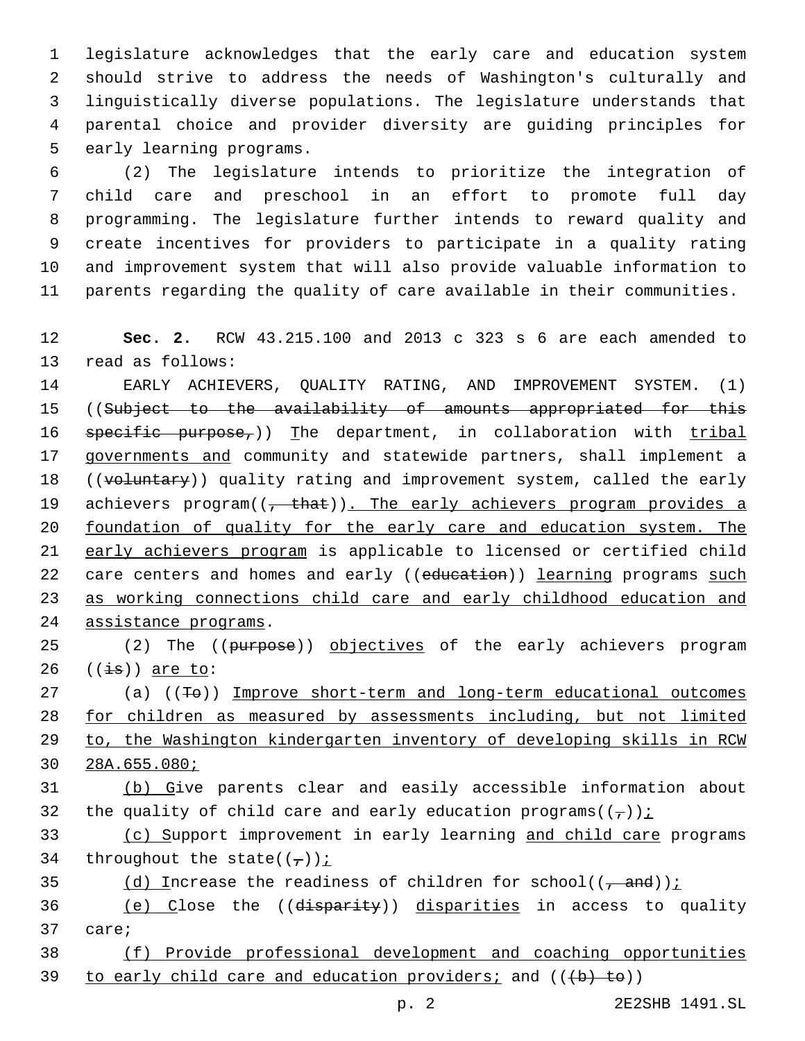legislature acknowledges that the early care and education system should strive to address the needs of Washington's culturally and linguistically diverse populations. The legislature understands that parental choice and provider diversity are guiding principles for early learning programs.

(2) The legislature intends to prioritize the integration of child care and preschool in an effort to promote full day programming. The legislature further intends to reward quality and create incentives for providers to participate in a quality rating and improvement system that will also provide valuable information to parents regarding the quality of care available in their communities.

**Sec. 2.** RCW 43.215.100 and 2013 c 323 s 6 are each amended to read as follows:

EARLY ACHIEVERS, QUALITY RATING, AND IMPROVEMENT SYSTEM. (1) ((~~Subject to the availability of amounts appropriated for this specific purpose,~~)) The department, in collaboration with tribal governments and community and statewide partners, shall implement a ((~~voluntary~~)) quality rating and improvement system, called the early achievers program((~~, that~~)). The early achievers program provides a foundation of quality for the early care and education system. The early achievers program is applicable to licensed or certified child care centers and homes and early ((~~education~~)) learning programs such as working connections child care and early childhood education and assistance programs.

(2) The ((~~purpose~~)) objectives of the early achievers program ((~~is~~)) are to:

(a) ((~~To~~)) Improve short-term and long-term educational outcomes for children as measured by assessments including, but not limited to, the Washington kindergarten inventory of developing skills in RCW 28A.655.080;

(b) Give parents clear and easily accessible information about the quality of child care and early education programs((~~,~~));

(c) Support improvement in early learning and child care programs throughout the state((~~,~~));

(d) Increase the readiness of children for school((~~, and~~));

(e) Close the ((~~disparity~~)) disparities in access to quality care;

(f) Provide professional development and coaching opportunities to early child care and education providers; and ((~~(b) to~~))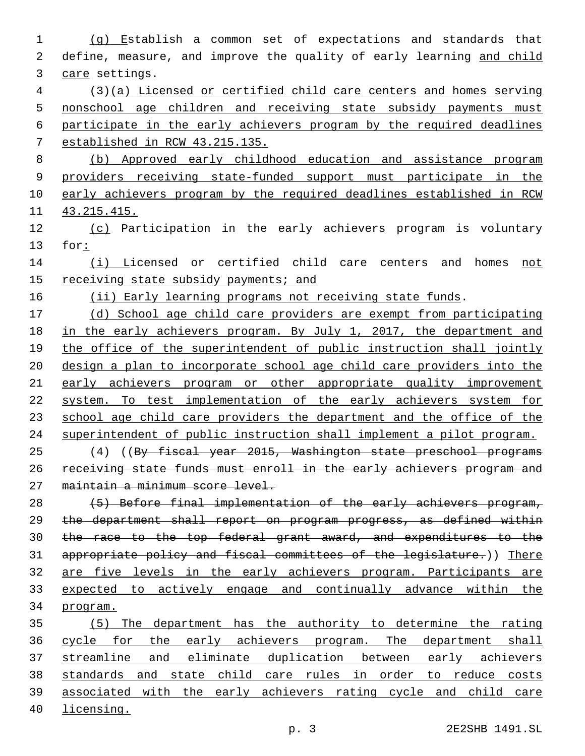(g) Establish a common set of expectations and standards that define, measure, and improve the quality of early learning and child care settings.

(3)(a) Licensed or certified child care centers and homes serving nonschool age children and receiving state subsidy payments must participate in the early achievers program by the required deadlines established in RCW 43.215.135.

(b) Approved early childhood education and assistance program providers receiving state-funded support must participate in the early achievers program by the required deadlines established in RCW 43.215.415.

(c) Participation in the early achievers program is voluntary for:

(i) Licensed or certified child care centers and homes not receiving state subsidy payments; and

(ii) Early learning programs not receiving state funds.

(d) School age child care providers are exempt from participating in the early achievers program. By July 1, 2017, the department and the office of the superintendent of public instruction shall jointly design a plan to incorporate school age child care providers into the early achievers program or other appropriate quality improvement system. To test implementation of the early achievers system for school age child care providers the department and the office of the superintendent of public instruction shall implement a pilot program.

(4) ((~~By fiscal year 2015, Washington state preschool programs receiving state funds must enroll in the early achievers program and maintain a minimum score level.~~

~~(5) Before final implementation of the early achievers program, the department shall report on program progress, as defined within the race to the top federal grant award, and expenditures to the appropriate policy and fiscal committees of the legislature.~~)) There are five levels in the early achievers program. Participants are expected to actively engage and continually advance within the program.

(5) The department has the authority to determine the rating cycle for the early achievers program. The department shall streamline and eliminate duplication between early achievers standards and state child care rules in order to reduce costs associated with the early achievers rating cycle and child care licensing.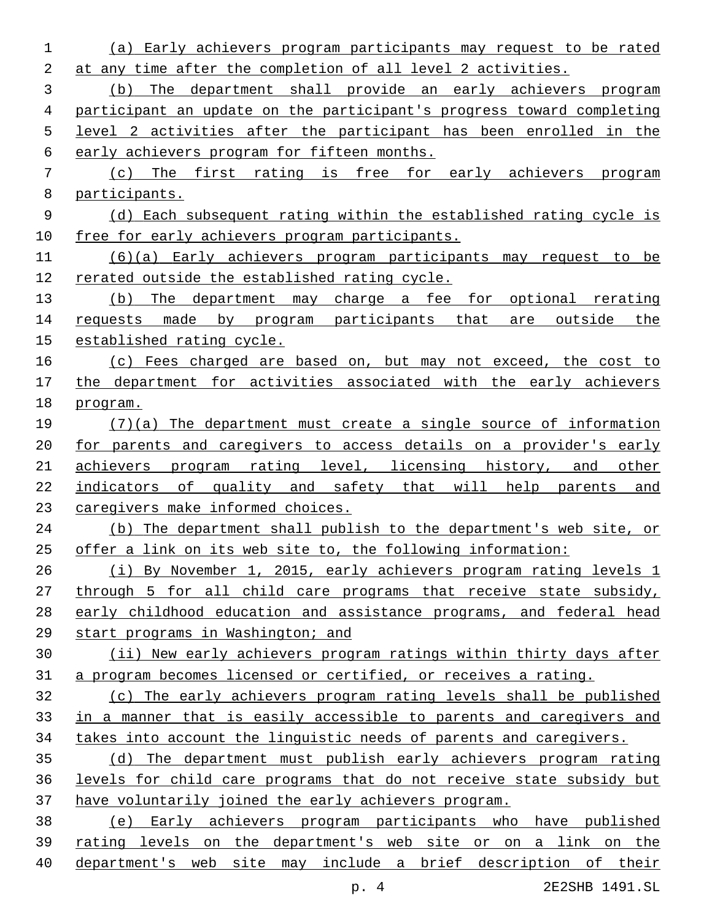(a) Early achievers program participants may request to be rated at any time after the completion of all level 2 activities.

(b) The department shall provide an early achievers program participant an update on the participant's progress toward completing level 2 activities after the participant has been enrolled in the early achievers program for fifteen months.

(c) The first rating is free for early achievers program participants.

(d) Each subsequent rating within the established rating cycle is free for early achievers program participants.

(6)(a) Early achievers program participants may request to be rerated outside the established rating cycle.

(b) The department may charge a fee for optional rerating requests made by program participants that are outside the established rating cycle.

(c) Fees charged are based on, but may not exceed, the cost to the department for activities associated with the early achievers program.

(7)(a) The department must create a single source of information for parents and caregivers to access details on a provider's early achievers program rating level, licensing history, and other indicators of quality and safety that will help parents and caregivers make informed choices.

(b) The department shall publish to the department's web site, or offer a link on its web site to, the following information:

(i) By November 1, 2015, early achievers program rating levels 1 through 5 for all child care programs that receive state subsidy, early childhood education and assistance programs, and federal head start programs in Washington; and

(ii) New early achievers program ratings within thirty days after a program becomes licensed or certified, or receives a rating.

(c) The early achievers program rating levels shall be published in a manner that is easily accessible to parents and caregivers and takes into account the linguistic needs of parents and caregivers.

(d) The department must publish early achievers program rating levels for child care programs that do not receive state subsidy but have voluntarily joined the early achievers program.

(e) Early achievers program participants who have published rating levels on the department's web site or on a link on the department's web site may include a brief description of their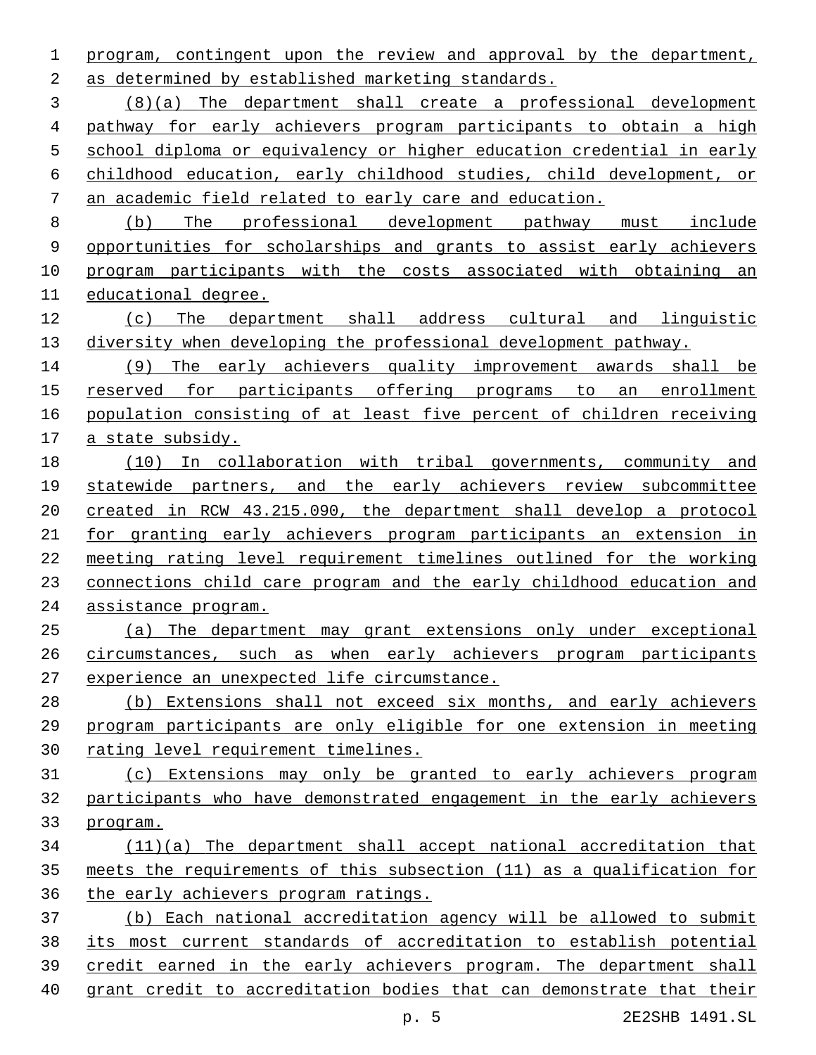program, contingent upon the review and approval by the department, as determined by established marketing standards.

(8)(a) The department shall create a professional development pathway for early achievers program participants to obtain a high school diploma or equivalency or higher education credential in early childhood education, early childhood studies, child development, or an academic field related to early care and education.

(b) The professional development pathway must include opportunities for scholarships and grants to assist early achievers program participants with the costs associated with obtaining an educational degree.

(c) The department shall address cultural and linguistic diversity when developing the professional development pathway.

(9) The early achievers quality improvement awards shall be reserved for participants offering programs to an enrollment population consisting of at least five percent of children receiving a state subsidy.

(10) In collaboration with tribal governments, community and statewide partners, and the early achievers review subcommittee created in RCW 43.215.090, the department shall develop a protocol for granting early achievers program participants an extension in meeting rating level requirement timelines outlined for the working connections child care program and the early childhood education and assistance program.

(a) The department may grant extensions only under exceptional circumstances, such as when early achievers program participants experience an unexpected life circumstance.

(b) Extensions shall not exceed six months, and early achievers program participants are only eligible for one extension in meeting rating level requirement timelines.

(c) Extensions may only be granted to early achievers program participants who have demonstrated engagement in the early achievers program.

(11)(a) The department shall accept national accreditation that meets the requirements of this subsection (11) as a qualification for the early achievers program ratings.

(b) Each national accreditation agency will be allowed to submit its most current standards of accreditation to establish potential credit earned in the early achievers program. The department shall grant credit to accreditation bodies that can demonstrate that their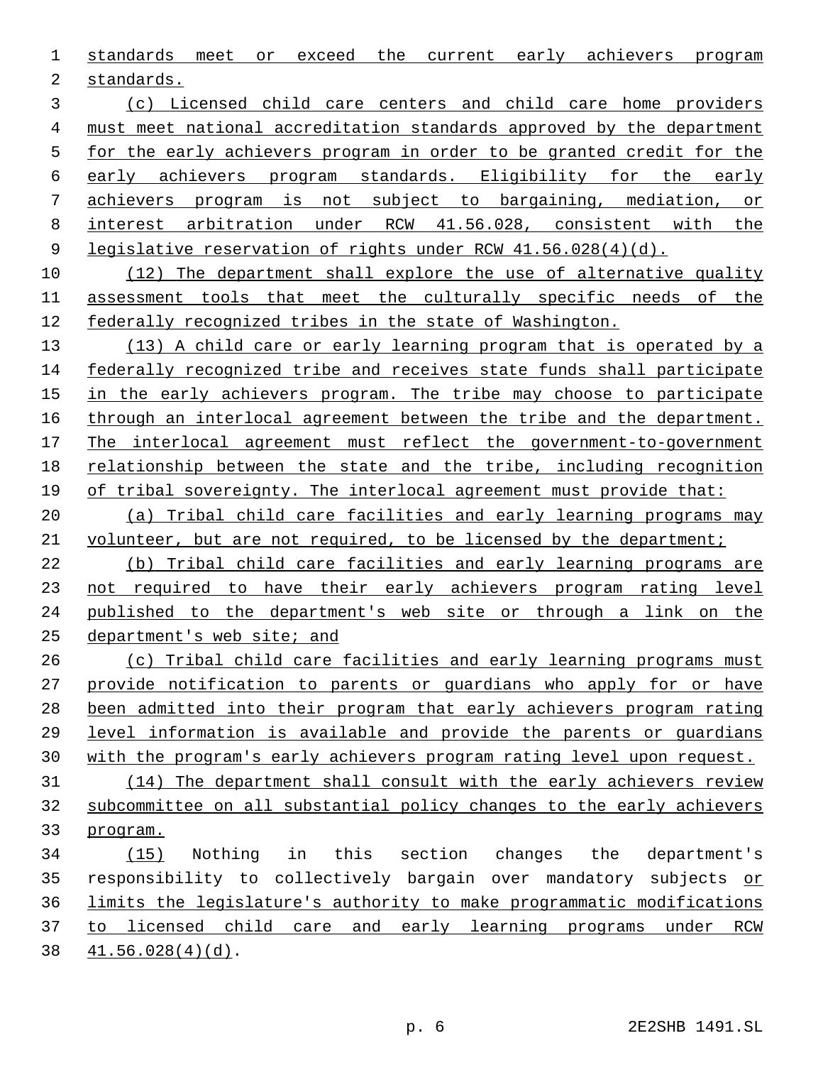standards meet or exceed the current early achievers program standards.

(c) Licensed child care centers and child care home providers must meet national accreditation standards approved by the department for the early achievers program in order to be granted credit for the early achievers program standards. Eligibility for the early achievers program is not subject to bargaining, mediation, or interest arbitration under RCW 41.56.028, consistent with the legislative reservation of rights under RCW 41.56.028(4)(d).

(12) The department shall explore the use of alternative quality assessment tools that meet the culturally specific needs of the federally recognized tribes in the state of Washington.

(13) A child care or early learning program that is operated by a federally recognized tribe and receives state funds shall participate in the early achievers program. The tribe may choose to participate through an interlocal agreement between the tribe and the department. The interlocal agreement must reflect the government-to-government relationship between the state and the tribe, including recognition of tribal sovereignty. The interlocal agreement must provide that:

(a) Tribal child care facilities and early learning programs may volunteer, but are not required, to be licensed by the department;

(b) Tribal child care facilities and early learning programs are not required to have their early achievers program rating level published to the department's web site or through a link on the department's web site; and

(c) Tribal child care facilities and early learning programs must provide notification to parents or guardians who apply for or have been admitted into their program that early achievers program rating level information is available and provide the parents or guardians with the program's early achievers program rating level upon request.

(14) The department shall consult with the early achievers review subcommittee on all substantial policy changes to the early achievers program.

(15) Nothing in this section changes the department's responsibility to collectively bargain over mandatory subjects or limits the legislature's authority to make programmatic modifications to licensed child care and early learning programs under RCW 41.56.028(4)(d).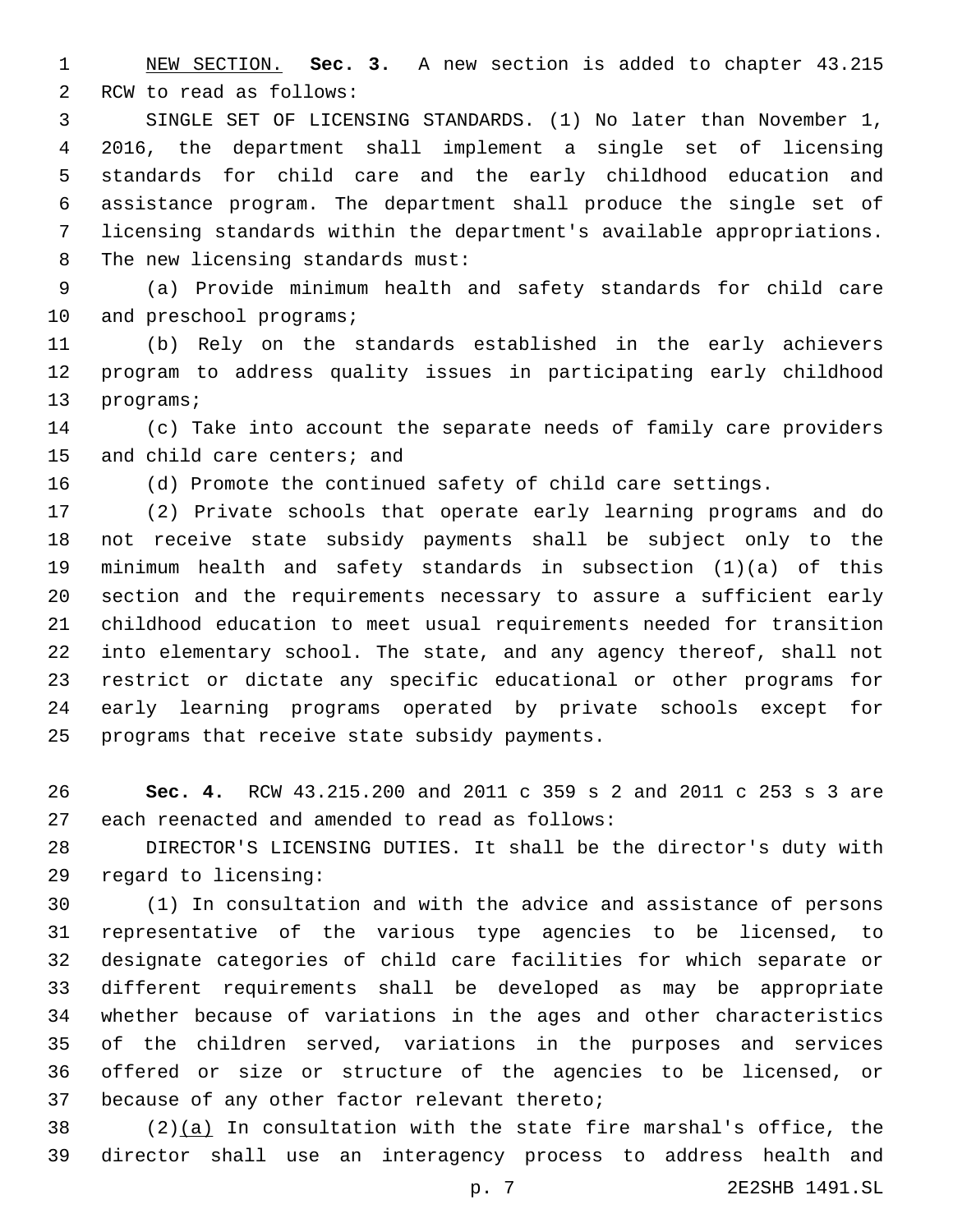NEW SECTION. **Sec. 3.** A new section is added to chapter 43.215 RCW to read as follows:

SINGLE SET OF LICENSING STANDARDS. (1) No later than November 1, 2016, the department shall implement a single set of licensing standards for child care and the early childhood education and assistance program. The department shall produce the single set of licensing standards within the department's available appropriations. The new licensing standards must:

(a) Provide minimum health and safety standards for child care and preschool programs;

(b) Rely on the standards established in the early achievers program to address quality issues in participating early childhood programs;

(c) Take into account the separate needs of family care providers and child care centers; and

(d) Promote the continued safety of child care settings.

(2) Private schools that operate early learning programs and do not receive state subsidy payments shall be subject only to the minimum health and safety standards in subsection (1)(a) of this section and the requirements necessary to assure a sufficient early childhood education to meet usual requirements needed for transition into elementary school. The state, and any agency thereof, shall not restrict or dictate any specific educational or other programs for early learning programs operated by private schools except for programs that receive state subsidy payments.

**Sec. 4.** RCW 43.215.200 and 2011 c 359 s 2 and 2011 c 253 s 3 are each reenacted and amended to read as follows:

DIRECTOR'S LICENSING DUTIES. It shall be the director's duty with regard to licensing:

(1) In consultation and with the advice and assistance of persons representative of the various type agencies to be licensed, to designate categories of child care facilities for which separate or different requirements shall be developed as may be appropriate whether because of variations in the ages and other characteristics of the children served, variations in the purposes and services offered or size or structure of the agencies to be licensed, or because of any other factor relevant thereto;

(2)(a) In consultation with the state fire marshal's office, the director shall use an interagency process to address health and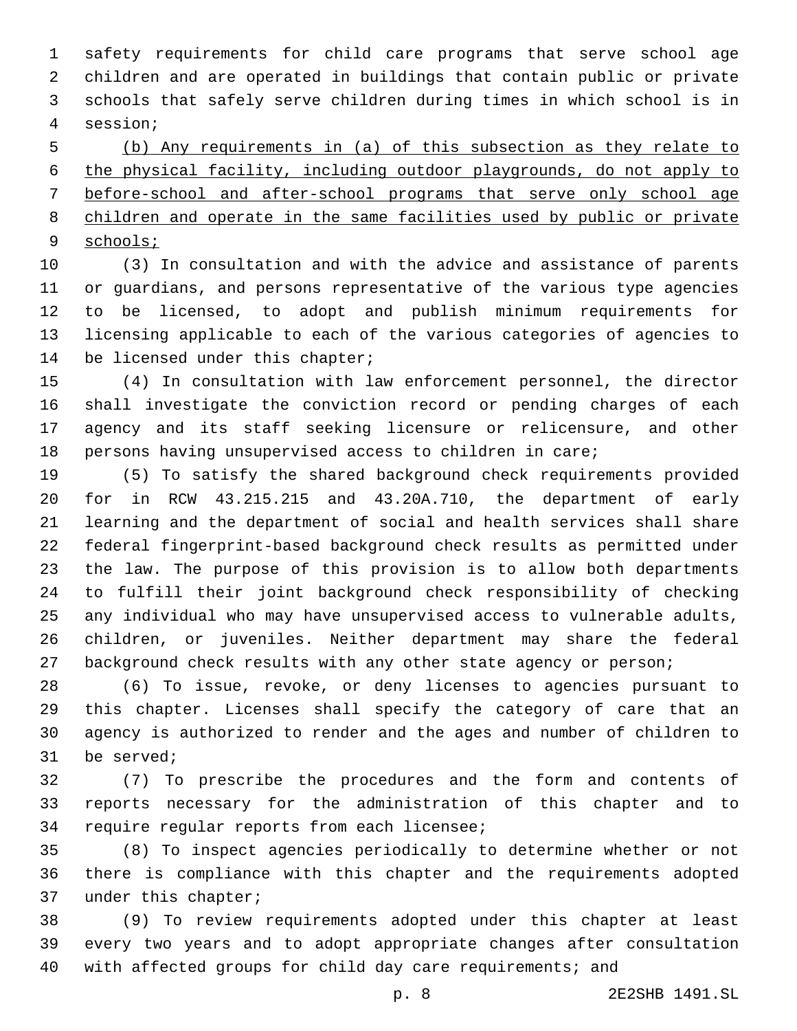safety requirements for child care programs that serve school age children and are operated in buildings that contain public or private schools that safely serve children during times in which school is in session;

(b) Any requirements in (a) of this subsection as they relate to the physical facility, including outdoor playgrounds, do not apply to before-school and after-school programs that serve only school age children and operate in the same facilities used by public or private schools;

(3) In consultation and with the advice and assistance of parents or guardians, and persons representative of the various type agencies to be licensed, to adopt and publish minimum requirements for licensing applicable to each of the various categories of agencies to be licensed under this chapter;

(4) In consultation with law enforcement personnel, the director shall investigate the conviction record or pending charges of each agency and its staff seeking licensure or relicensure, and other persons having unsupervised access to children in care;

(5) To satisfy the shared background check requirements provided for in RCW 43.215.215 and 43.20A.710, the department of early learning and the department of social and health services shall share federal fingerprint-based background check results as permitted under the law. The purpose of this provision is to allow both departments to fulfill their joint background check responsibility of checking any individual who may have unsupervised access to vulnerable adults, children, or juveniles. Neither department may share the federal background check results with any other state agency or person;

(6) To issue, revoke, or deny licenses to agencies pursuant to this chapter. Licenses shall specify the category of care that an agency is authorized to render and the ages and number of children to be served;

(7) To prescribe the procedures and the form and contents of reports necessary for the administration of this chapter and to require regular reports from each licensee;

(8) To inspect agencies periodically to determine whether or not there is compliance with this chapter and the requirements adopted under this chapter;

(9) To review requirements adopted under this chapter at least every two years and to adopt appropriate changes after consultation with affected groups for child day care requirements; and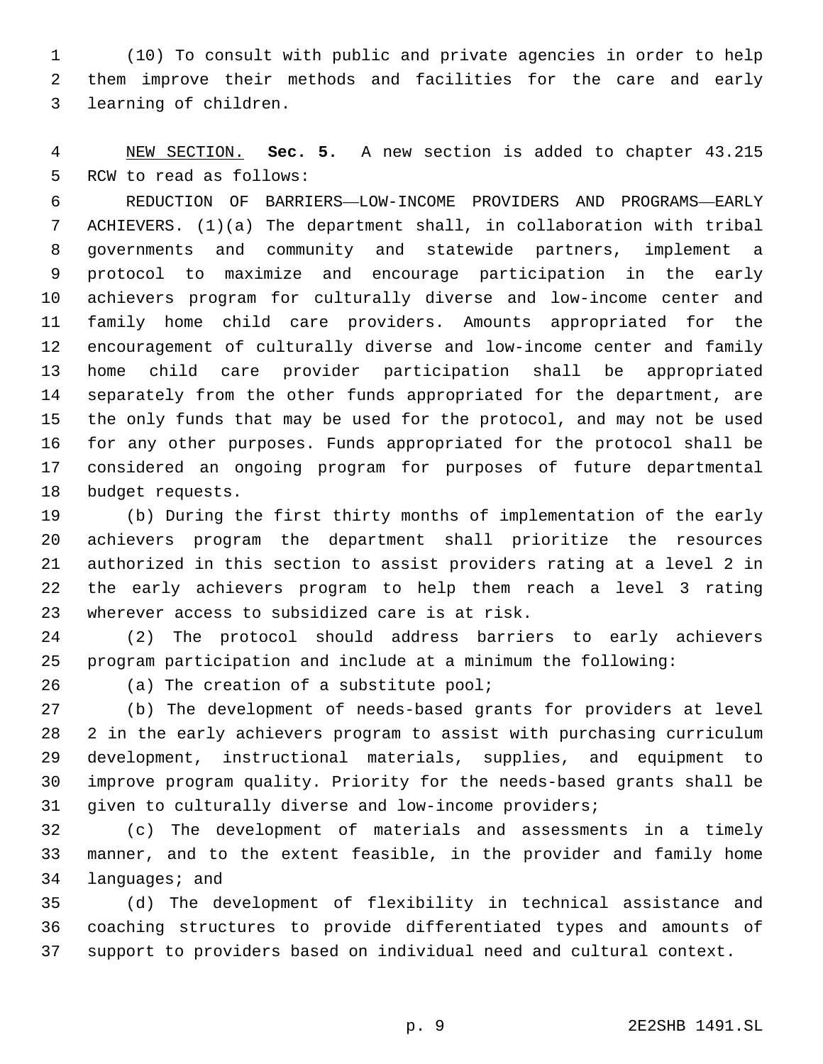(10) To consult with public and private agencies in order to help them improve their methods and facilities for the care and early learning of children.

NEW SECTION. **Sec. 5.** A new section is added to chapter 43.215 RCW to read as follows:

REDUCTION OF BARRIERS—LOW-INCOME PROVIDERS AND PROGRAMS—EARLY ACHIEVERS. (1)(a) The department shall, in collaboration with tribal governments and community and statewide partners, implement a protocol to maximize and encourage participation in the early achievers program for culturally diverse and low-income center and family home child care providers. Amounts appropriated for the encouragement of culturally diverse and low-income center and family home child care provider participation shall be appropriated separately from the other funds appropriated for the department, are the only funds that may be used for the protocol, and may not be used for any other purposes. Funds appropriated for the protocol shall be considered an ongoing program for purposes of future departmental budget requests.

(b) During the first thirty months of implementation of the early achievers program the department shall prioritize the resources authorized in this section to assist providers rating at a level 2 in the early achievers program to help them reach a level 3 rating wherever access to subsidized care is at risk.

(2) The protocol should address barriers to early achievers program participation and include at a minimum the following:

(a) The creation of a substitute pool;

(b) The development of needs-based grants for providers at level 2 in the early achievers program to assist with purchasing curriculum development, instructional materials, supplies, and equipment to improve program quality. Priority for the needs-based grants shall be given to culturally diverse and low-income providers;

(c) The development of materials and assessments in a timely manner, and to the extent feasible, in the provider and family home languages; and

(d) The development of flexibility in technical assistance and coaching structures to provide differentiated types and amounts of support to providers based on individual need and cultural context.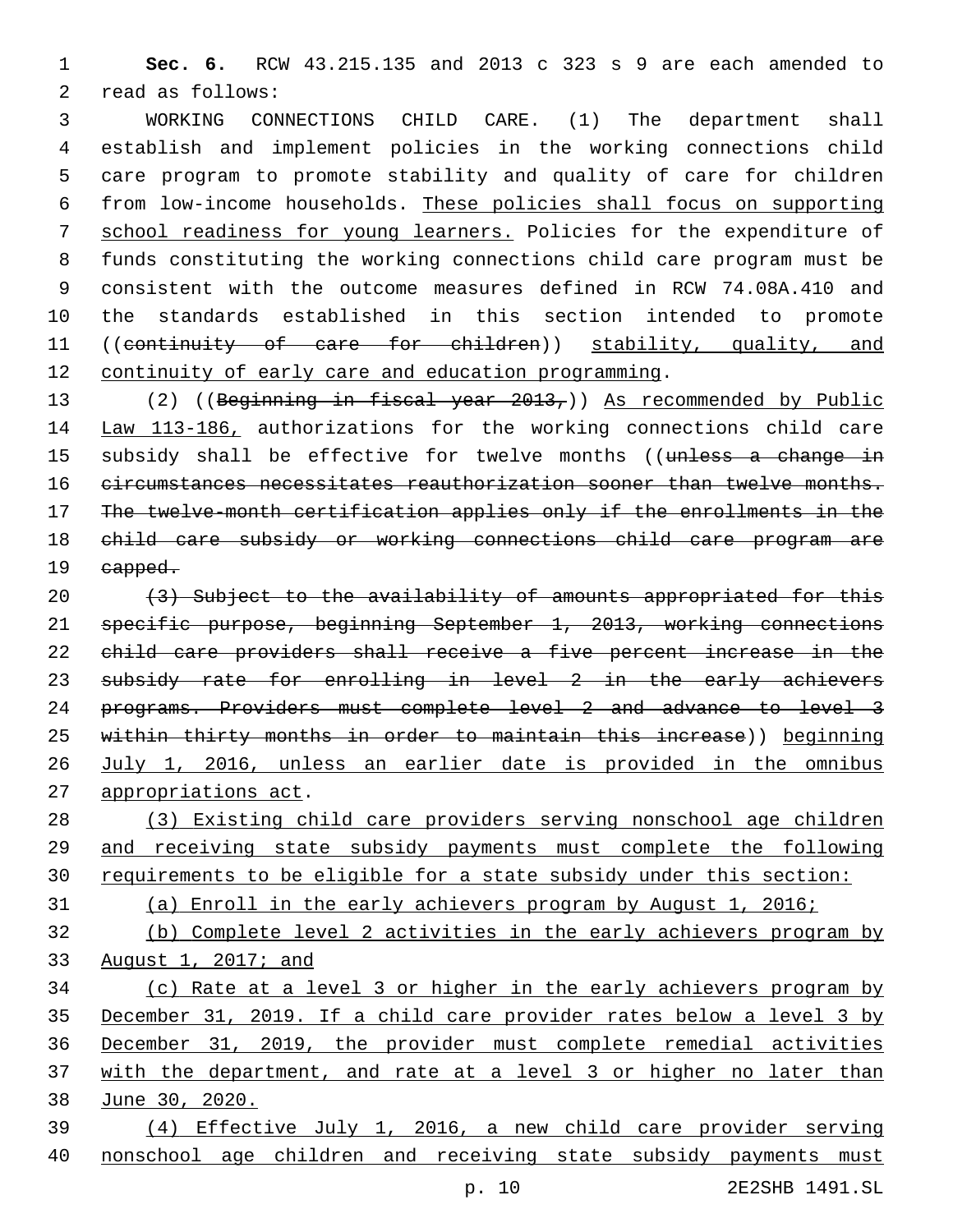**Sec. 6.** RCW 43.215.135 and 2013 c 323 s 9 are each amended to read as follows:

WORKING CONNECTIONS CHILD CARE. (1) The department shall establish and implement policies in the working connections child care program to promote stability and quality of care for children from low-income households. These policies shall focus on supporting school readiness for young learners. Policies for the expenditure of funds constituting the working connections child care program must be consistent with the outcome measures defined in RCW 74.08A.410 and the standards established in this section intended to promote ((~~continuity of care for children~~)) stability, quality, and continuity of early care and education programming.

(2) ((~~Beginning in fiscal year 2013,~~)) As recommended by Public Law 113-186, authorizations for the working connections child care subsidy shall be effective for twelve months ((~~unless a change in circumstances necessitates reauthorization sooner than twelve months. The twelve-month certification applies only if the enrollments in the child care subsidy or working connections child care program are capped.~~

~~(3) Subject to the availability of amounts appropriated for this specific purpose, beginning September 1, 2013, working connections child care providers shall receive a five percent increase in the subsidy rate for enrolling in level 2 in the early achievers programs. Providers must complete level 2 and advance to level 3 within thirty months in order to maintain this increase~~)) beginning July 1, 2016, unless an earlier date is provided in the omnibus appropriations act.

(3) Existing child care providers serving nonschool age children and receiving state subsidy payments must complete the following requirements to be eligible for a state subsidy under this section:

(a) Enroll in the early achievers program by August 1, 2016;

(b) Complete level 2 activities in the early achievers program by August 1, 2017; and

(c) Rate at a level 3 or higher in the early achievers program by December 31, 2019. If a child care provider rates below a level 3 by December 31, 2019, the provider must complete remedial activities with the department, and rate at a level 3 or higher no later than June 30, 2020.

(4) Effective July 1, 2016, a new child care provider serving nonschool age children and receiving state subsidy payments must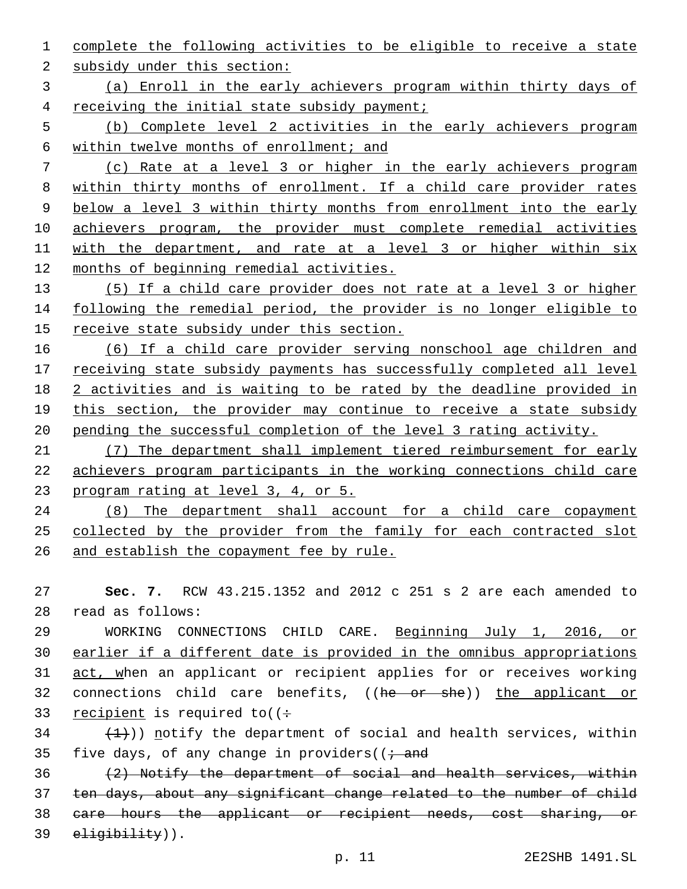complete the following activities to be eligible to receive a state subsidy under this section:

(a) Enroll in the early achievers program within thirty days of receiving the initial state subsidy payment;

(b) Complete level 2 activities in the early achievers program within twelve months of enrollment; and

(c) Rate at a level 3 or higher in the early achievers program within thirty months of enrollment. If a child care provider rates below a level 3 within thirty months from enrollment into the early achievers program, the provider must complete remedial activities with the department, and rate at a level 3 or higher within six months of beginning remedial activities.

(5) If a child care provider does not rate at a level 3 or higher following the remedial period, the provider is no longer eligible to receive state subsidy under this section.

(6) If a child care provider serving nonschool age children and receiving state subsidy payments has successfully completed all level 2 activities and is waiting to be rated by the deadline provided in this section, the provider may continue to receive a state subsidy pending the successful completion of the level 3 rating activity.

(7) The department shall implement tiered reimbursement for early achievers program participants in the working connections child care program rating at level 3, 4, or 5.

(8) The department shall account for a child care copayment collected by the provider from the family for each contracted slot and establish the copayment fee by rule.

**Sec. 7.** RCW 43.215.1352 and 2012 c 251 s 2 are each amended to read as follows:

WORKING CONNECTIONS CHILD CARE. Beginning July 1, 2016, or earlier if a different date is provided in the omnibus appropriations act, when an applicant or recipient applies for or receives working connections child care benefits, ((~~he or she~~)) the applicant or recipient is required to((~~:~~

~~(1)~~)) notify the department of social and health services, within five days, of any change in providers((~~; and~~

~~(2) Notify the department of social and health services, within ten days, about any significant change related to the number of child care hours the applicant or recipient needs, cost sharing, or eligibility~~)).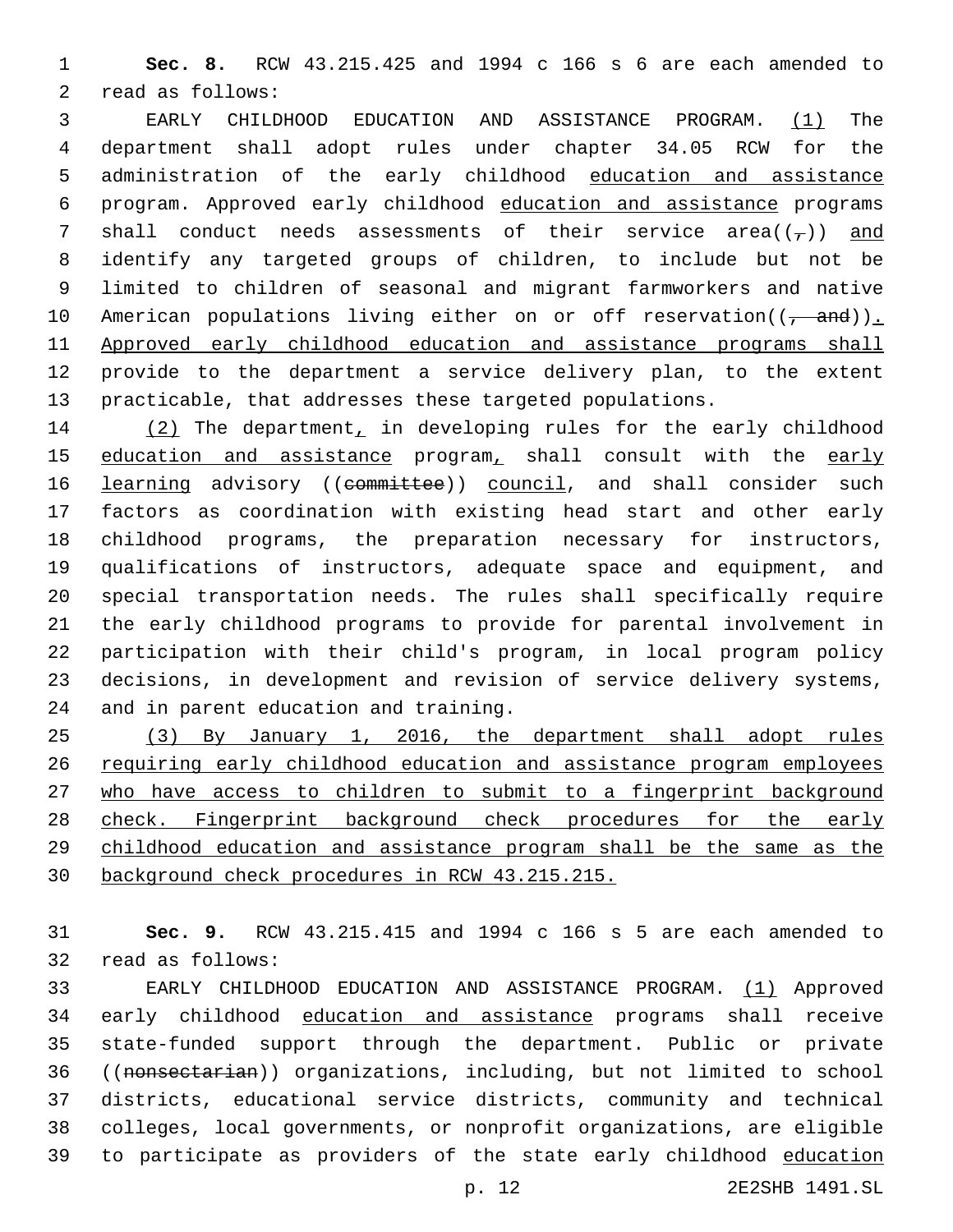**Sec. 8.** RCW 43.215.425 and 1994 c 166 s 6 are each amended to read as follows:

EARLY CHILDHOOD EDUCATION AND ASSISTANCE PROGRAM. (1) The department shall adopt rules under chapter 34.05 RCW for the administration of the early childhood education and assistance program. Approved early childhood education and assistance programs shall conduct needs assessments of their service area((,)) and identify any targeted groups of children, to include but not be limited to children of seasonal and migrant farmworkers and native American populations living either on or off reservation((, and)). Approved early childhood education and assistance programs shall provide to the department a service delivery plan, to the extent practicable, that addresses these targeted populations.

(2) The department, in developing rules for the early childhood education and assistance program, shall consult with the early learning advisory ((committee)) council, and shall consider such factors as coordination with existing head start and other early childhood programs, the preparation necessary for instructors, qualifications of instructors, adequate space and equipment, and special transportation needs. The rules shall specifically require the early childhood programs to provide for parental involvement in participation with their child's program, in local program policy decisions, in development and revision of service delivery systems, and in parent education and training.

(3) By January 1, 2016, the department shall adopt rules requiring early childhood education and assistance program employees who have access to children to submit to a fingerprint background check. Fingerprint background check procedures for the early childhood education and assistance program shall be the same as the background check procedures in RCW 43.215.215.

**Sec. 9.** RCW 43.215.415 and 1994 c 166 s 5 are each amended to read as follows:

EARLY CHILDHOOD EDUCATION AND ASSISTANCE PROGRAM. (1) Approved early childhood education and assistance programs shall receive state-funded support through the department. Public or private ((nonsectarian)) organizations, including, but not limited to school districts, educational service districts, community and technical colleges, local governments, or nonprofit organizations, are eligible to participate as providers of the state early childhood education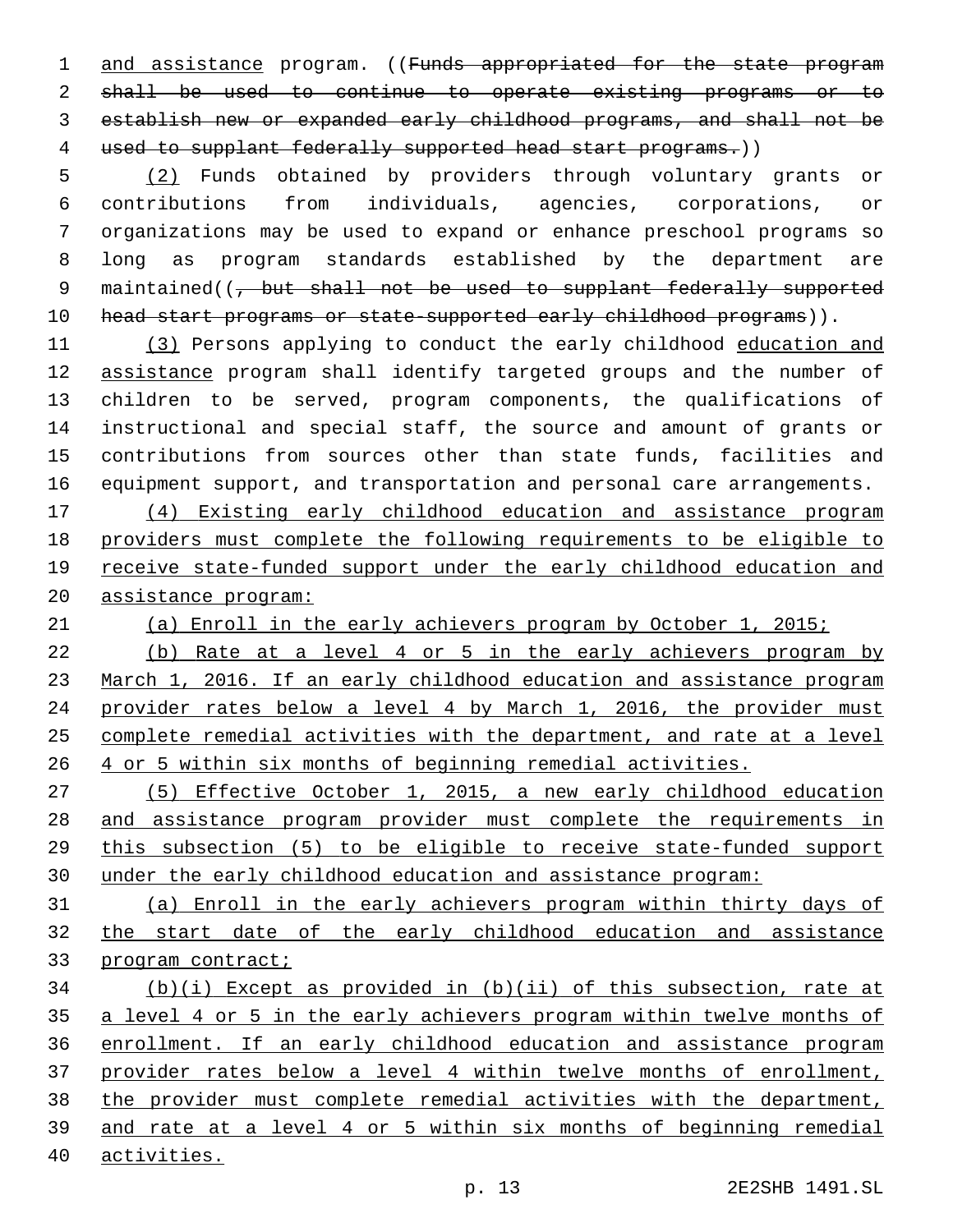and assistance program. ((~~Funds appropriated for the state program shall be used to continue to operate existing programs or to establish new or expanded early childhood programs, and shall not be used to supplant federally supported head start programs.~~))

(2) Funds obtained by providers through voluntary grants or contributions from individuals, agencies, corporations, or organizations may be used to expand or enhance preschool programs so long as program standards established by the department are maintained((~~, but shall not be used to supplant federally supported head start programs or state-supported early childhood programs~~)).

(3) Persons applying to conduct the early childhood education and assistance program shall identify targeted groups and the number of children to be served, program components, the qualifications of instructional and special staff, the source and amount of grants or contributions from sources other than state funds, facilities and equipment support, and transportation and personal care arrangements.

(4) Existing early childhood education and assistance program providers must complete the following requirements to be eligible to receive state-funded support under the early childhood education and assistance program:

(a) Enroll in the early achievers program by October 1, 2015;

(b) Rate at a level 4 or 5 in the early achievers program by March 1, 2016. If an early childhood education and assistance program provider rates below a level 4 by March 1, 2016, the provider must complete remedial activities with the department, and rate at a level 4 or 5 within six months of beginning remedial activities.

(5) Effective October 1, 2015, a new early childhood education and assistance program provider must complete the requirements in this subsection (5) to be eligible to receive state-funded support under the early childhood education and assistance program:

(a) Enroll in the early achievers program within thirty days of the start date of the early childhood education and assistance program contract;

(b)(i) Except as provided in (b)(ii) of this subsection, rate at a level 4 or 5 in the early achievers program within twelve months of enrollment. If an early childhood education and assistance program provider rates below a level 4 within twelve months of enrollment, the provider must complete remedial activities with the department, and rate at a level 4 or 5 within six months of beginning remedial activities.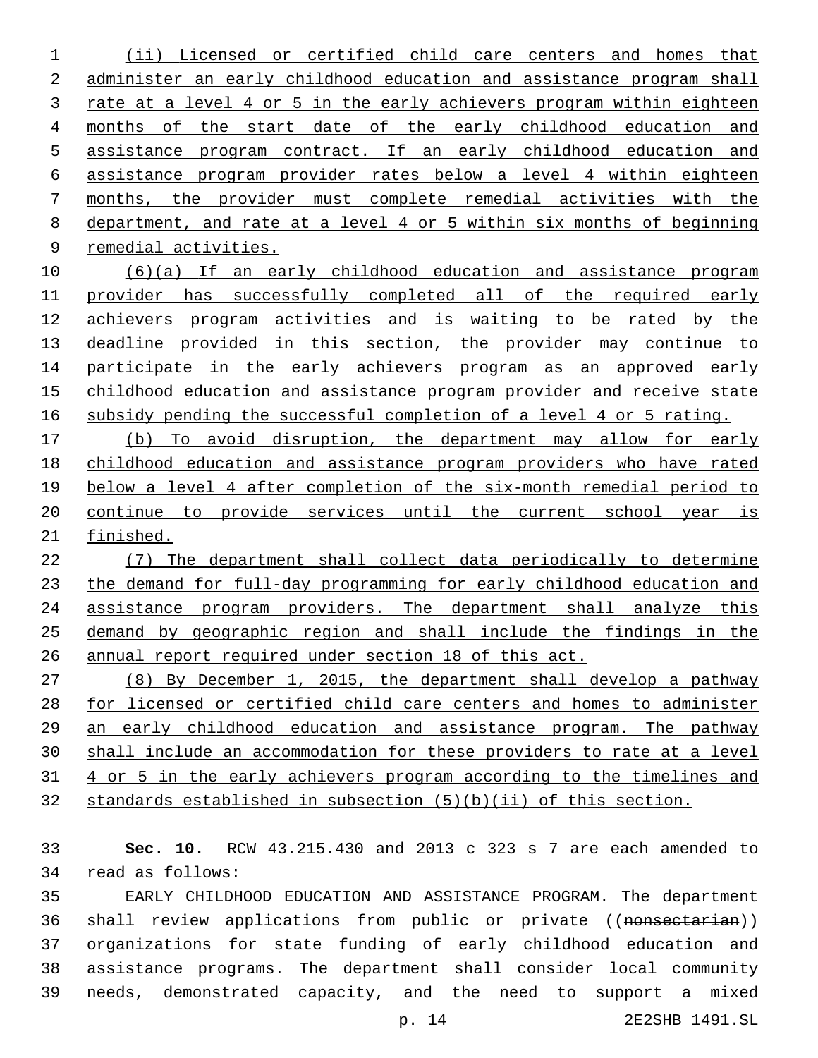(ii) Licensed or certified child care centers and homes that administer an early childhood education and assistance program shall rate at a level 4 or 5 in the early achievers program within eighteen months of the start date of the early childhood education and assistance program contract. If an early childhood education and assistance program provider rates below a level 4 within eighteen months, the provider must complete remedial activities with the department, and rate at a level 4 or 5 within six months of beginning remedial activities.

(6)(a) If an early childhood education and assistance program provider has successfully completed all of the required early achievers program activities and is waiting to be rated by the deadline provided in this section, the provider may continue to participate in the early achievers program as an approved early childhood education and assistance program provider and receive state subsidy pending the successful completion of a level 4 or 5 rating.

(b) To avoid disruption, the department may allow for early childhood education and assistance program providers who have rated below a level 4 after completion of the six-month remedial period to continue to provide services until the current school year is finished.

(7) The department shall collect data periodically to determine the demand for full-day programming for early childhood education and assistance program providers. The department shall analyze this demand by geographic region and shall include the findings in the annual report required under section 18 of this act.

(8) By December 1, 2015, the department shall develop a pathway for licensed or certified child care centers and homes to administer an early childhood education and assistance program. The pathway shall include an accommodation for these providers to rate at a level 4 or 5 in the early achievers program according to the timelines and standards established in subsection (5)(b)(ii) of this section.

**Sec. 10.** RCW 43.215.430 and 2013 c 323 s 7 are each amended to read as follows:

EARLY CHILDHOOD EDUCATION AND ASSISTANCE PROGRAM. The department shall review applications from public or private ((~~nonsectarian~~)) organizations for state funding of early childhood education and assistance programs. The department shall consider local community needs, demonstrated capacity, and the need to support a mixed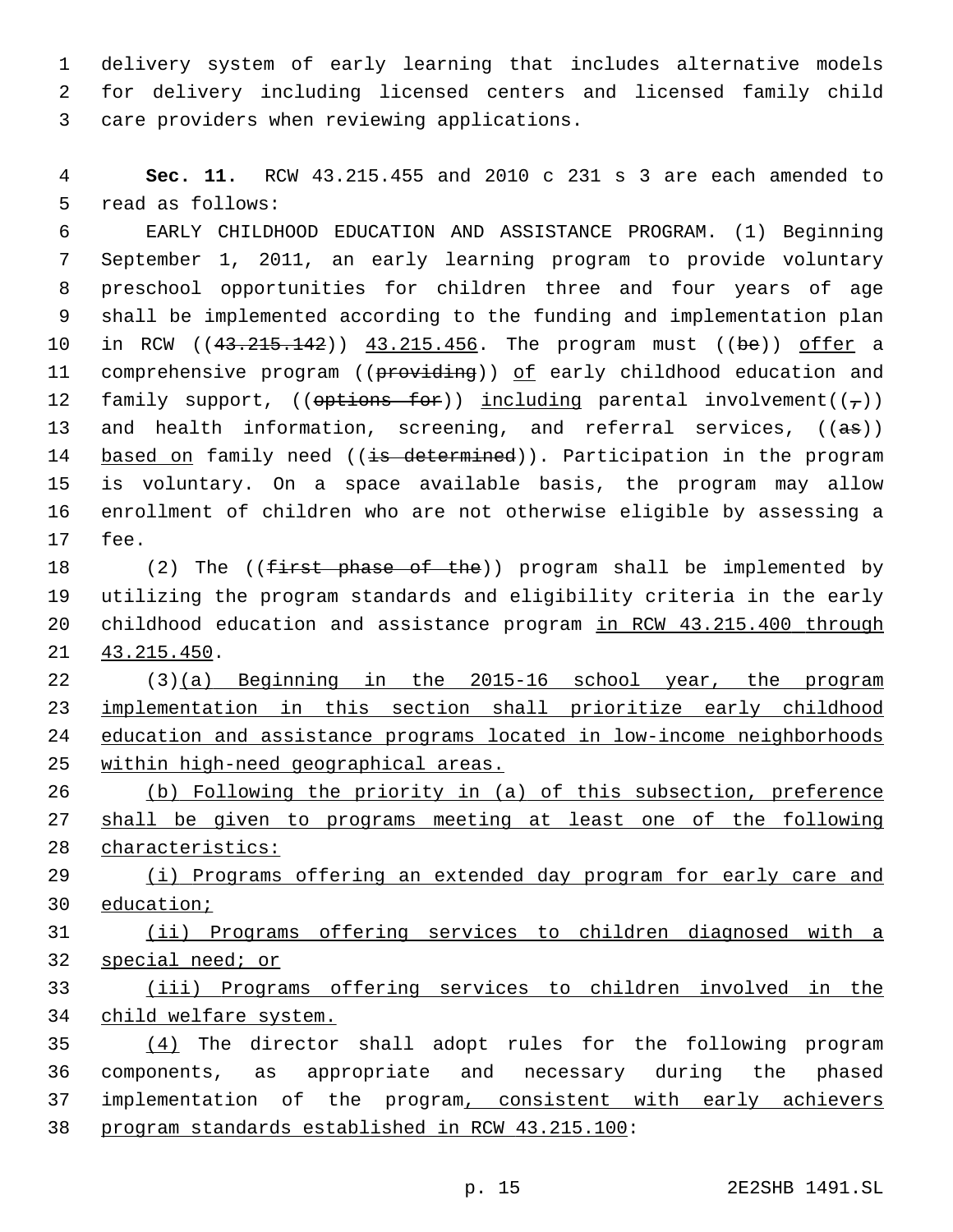delivery system of early learning that includes alternative models for delivery including licensed centers and licensed family child care providers when reviewing applications.

**Sec. 11.** RCW 43.215.455 and 2010 c 231 s 3 are each amended to read as follows:

EARLY CHILDHOOD EDUCATION AND ASSISTANCE PROGRAM. (1) Beginning September 1, 2011, an early learning program to provide voluntary preschool opportunities for children three and four years of age shall be implemented according to the funding and implementation plan in RCW ((~~43.215.142~~)) 43.215.456. The program must ((~~be~~)) offer a comprehensive program ((~~providing~~)) of early childhood education and family support, ((~~options for~~)) including parental involvement((~~,~~)) and health information, screening, and referral services, ((~~as~~)) based on family need ((~~is determined~~)). Participation in the program is voluntary. On a space available basis, the program may allow enrollment of children who are not otherwise eligible by assessing a fee.

(2) The ((~~first phase of the~~)) program shall be implemented by utilizing the program standards and eligibility criteria in the early childhood education and assistance program in RCW 43.215.400 through 43.215.450.

(3)(a) Beginning in the 2015-16 school year, the program implementation in this section shall prioritize early childhood education and assistance programs located in low-income neighborhoods within high-need geographical areas.

(b) Following the priority in (a) of this subsection, preference shall be given to programs meeting at least one of the following characteristics:

(i) Programs offering an extended day program for early care and education;

(ii) Programs offering services to children diagnosed with a special need; or

(iii) Programs offering services to children involved in the child welfare system.

(4) The director shall adopt rules for the following program components, as appropriate and necessary during the phased implementation of the program, consistent with early achievers program standards established in RCW 43.215.100: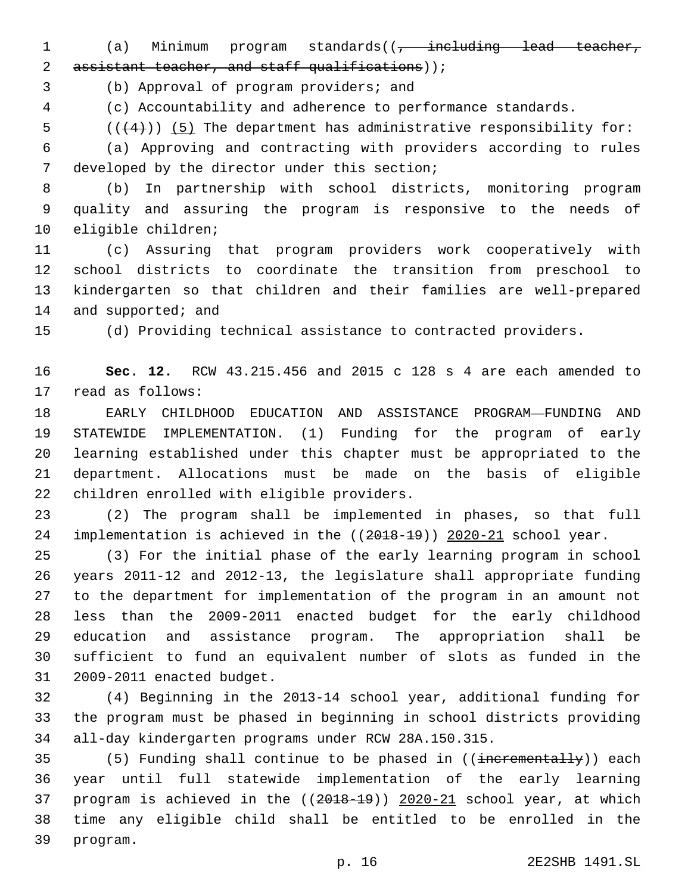(a) Minimum program standards((~~, including lead teacher, assistant teacher, and staff qualifications~~));

(b) Approval of program providers; and

(c) Accountability and adherence to performance standards.

((~~(4)~~)) <u>(5)</u> The department has administrative responsibility for:

(a) Approving and contracting with providers according to rules developed by the director under this section;

(b) In partnership with school districts, monitoring program quality and assuring the program is responsive to the needs of eligible children;

(c) Assuring that program providers work cooperatively with school districts to coordinate the transition from preschool to kindergarten so that children and their families are well-prepared and supported; and

(d) Providing technical assistance to contracted providers.

**Sec. 12.** RCW 43.215.456 and 2015 c 128 s 4 are each amended to read as follows:

EARLY CHILDHOOD EDUCATION AND ASSISTANCE PROGRAM—FUNDING AND STATEWIDE IMPLEMENTATION. (1) Funding for the program of early learning established under this chapter must be appropriated to the department. Allocations must be made on the basis of eligible children enrolled with eligible providers.

(2) The program shall be implemented in phases, so that full implementation is achieved in the ((~~2018-19~~)) <u>2020-21</u> school year.

(3) For the initial phase of the early learning program in school years 2011-12 and 2012-13, the legislature shall appropriate funding to the department for implementation of the program in an amount not less than the 2009-2011 enacted budget for the early childhood education and assistance program. The appropriation shall be sufficient to fund an equivalent number of slots as funded in the 2009-2011 enacted budget.

(4) Beginning in the 2013-14 school year, additional funding for the program must be phased in beginning in school districts providing all-day kindergarten programs under RCW 28A.150.315.

(5) Funding shall continue to be phased in ((~~incrementally~~)) each year until full statewide implementation of the early learning program is achieved in the ((~~2018-19~~)) <u>2020-21</u> school year, at which time any eligible child shall be entitled to be enrolled in the program.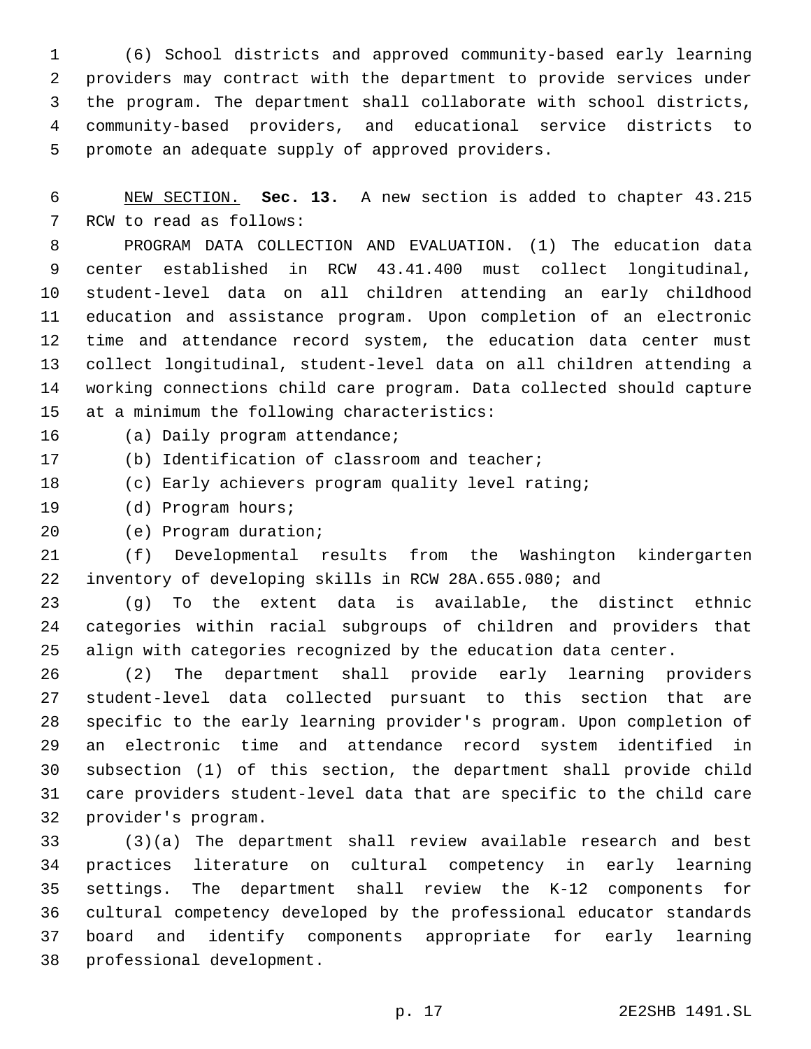(6) School districts and approved community-based early learning providers may contract with the department to provide services under the program. The department shall collaborate with school districts, community-based providers, and educational service districts to promote an adequate supply of approved providers.

NEW SECTION. **Sec. 13.** A new section is added to chapter 43.215 RCW to read as follows:

PROGRAM DATA COLLECTION AND EVALUATION. (1) The education data center established in RCW 43.41.400 must collect longitudinal, student-level data on all children attending an early childhood education and assistance program. Upon completion of an electronic time and attendance record system, the education data center must collect longitudinal, student-level data on all children attending a working connections child care program. Data collected should capture at a minimum the following characteristics:

(a) Daily program attendance;

(b) Identification of classroom and teacher;

(c) Early achievers program quality level rating;

(d) Program hours;

(e) Program duration;

(f) Developmental results from the Washington kindergarten inventory of developing skills in RCW 28A.655.080; and

(g) To the extent data is available, the distinct ethnic categories within racial subgroups of children and providers that align with categories recognized by the education data center.

(2) The department shall provide early learning providers student-level data collected pursuant to this section that are specific to the early learning provider's program. Upon completion of an electronic time and attendance record system identified in subsection (1) of this section, the department shall provide child care providers student-level data that are specific to the child care provider's program.

(3)(a) The department shall review available research and best practices literature on cultural competency in early learning settings. The department shall review the K-12 components for cultural competency developed by the professional educator standards board and identify components appropriate for early learning professional development.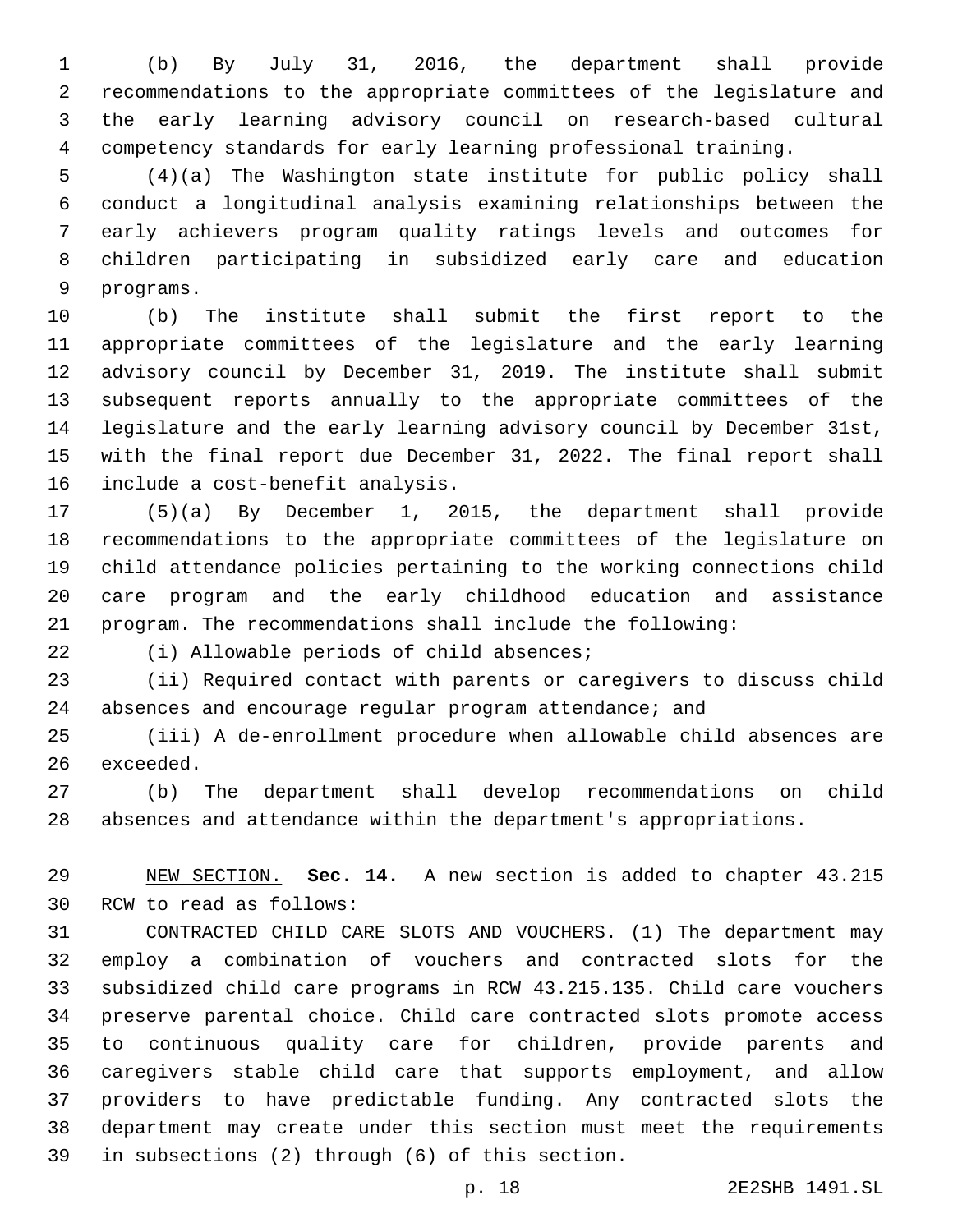(b) By July 31, 2016, the department shall provide recommendations to the appropriate committees of the legislature and the early learning advisory council on research-based cultural competency standards for early learning professional training.

(4)(a) The Washington state institute for public policy shall conduct a longitudinal analysis examining relationships between the early achievers program quality ratings levels and outcomes for children participating in subsidized early care and education programs.

(b) The institute shall submit the first report to the appropriate committees of the legislature and the early learning advisory council by December 31, 2019. The institute shall submit subsequent reports annually to the appropriate committees of the legislature and the early learning advisory council by December 31st, with the final report due December 31, 2022. The final report shall include a cost-benefit analysis.

(5)(a) By December 1, 2015, the department shall provide recommendations to the appropriate committees of the legislature on child attendance policies pertaining to the working connections child care program and the early childhood education and assistance program. The recommendations shall include the following:

(i) Allowable periods of child absences;

(ii) Required contact with parents or caregivers to discuss child absences and encourage regular program attendance; and

(iii) A de-enrollment procedure when allowable child absences are exceeded.

(b) The department shall develop recommendations on child absences and attendance within the department's appropriations.

NEW SECTION. **Sec. 14.** A new section is added to chapter 43.215 RCW to read as follows:

CONTRACTED CHILD CARE SLOTS AND VOUCHERS. (1) The department may employ a combination of vouchers and contracted slots for the subsidized child care programs in RCW 43.215.135. Child care vouchers preserve parental choice. Child care contracted slots promote access to continuous quality care for children, provide parents and caregivers stable child care that supports employment, and allow providers to have predictable funding. Any contracted slots the department may create under this section must meet the requirements in subsections (2) through (6) of this section.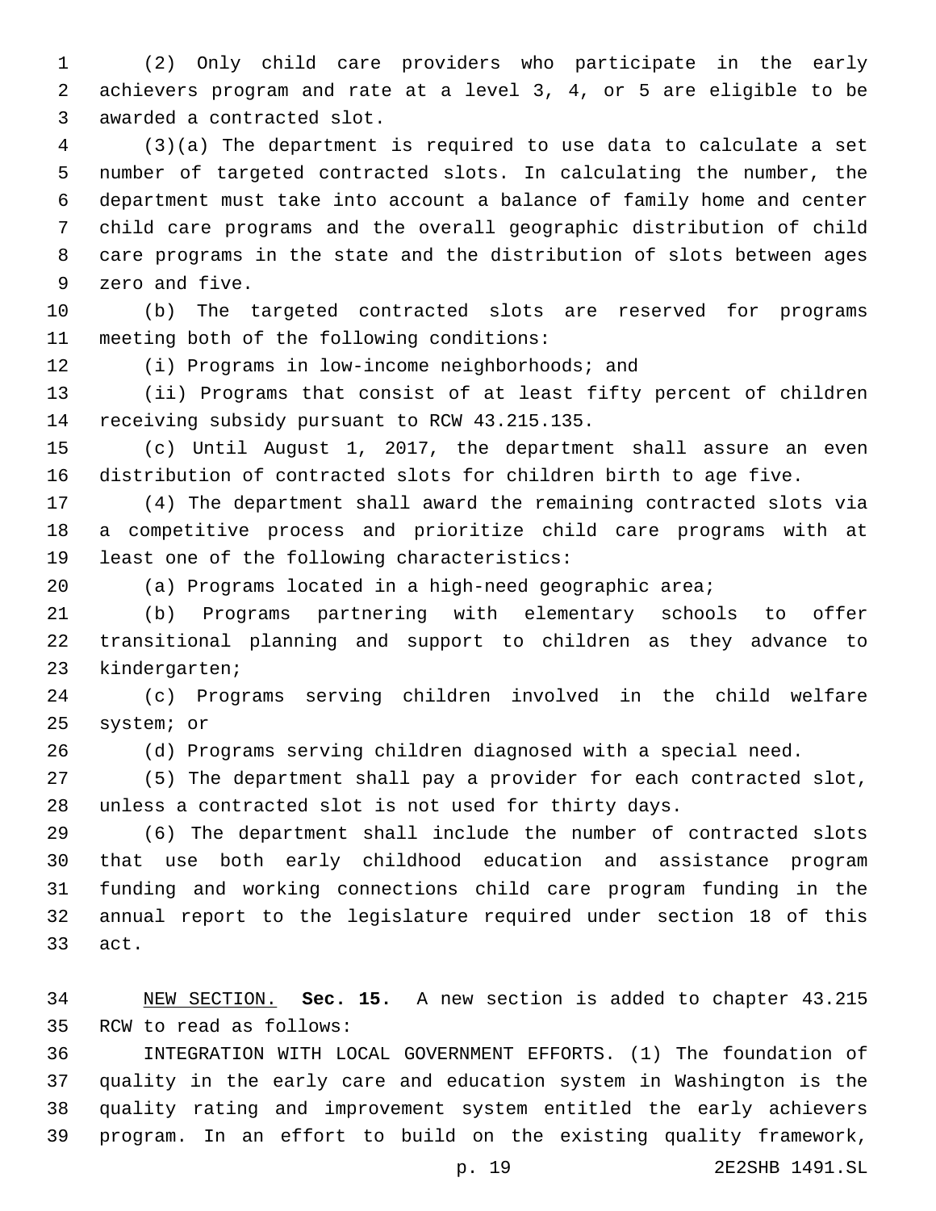(2) Only child care providers who participate in the early achievers program and rate at a level 3, 4, or 5 are eligible to be awarded a contracted slot.

(3)(a) The department is required to use data to calculate a set number of targeted contracted slots. In calculating the number, the department must take into account a balance of family home and center child care programs and the overall geographic distribution of child care programs in the state and the distribution of slots between ages zero and five.

(b) The targeted contracted slots are reserved for programs meeting both of the following conditions:

(i) Programs in low-income neighborhoods; and

(ii) Programs that consist of at least fifty percent of children receiving subsidy pursuant to RCW 43.215.135.

(c) Until August 1, 2017, the department shall assure an even distribution of contracted slots for children birth to age five.

(4) The department shall award the remaining contracted slots via a competitive process and prioritize child care programs with at least one of the following characteristics:

(a) Programs located in a high-need geographic area;

(b) Programs partnering with elementary schools to offer transitional planning and support to children as they advance to kindergarten;

(c) Programs serving children involved in the child welfare system; or

(d) Programs serving children diagnosed with a special need.

(5) The department shall pay a provider for each contracted slot, unless a contracted slot is not used for thirty days.

(6) The department shall include the number of contracted slots that use both early childhood education and assistance program funding and working connections child care program funding in the annual report to the legislature required under section 18 of this act.

NEW SECTION. **Sec. 15.** A new section is added to chapter 43.215 RCW to read as follows:

INTEGRATION WITH LOCAL GOVERNMENT EFFORTS. (1) The foundation of quality in the early care and education system in Washington is the quality rating and improvement system entitled the early achievers program. In an effort to build on the existing quality framework,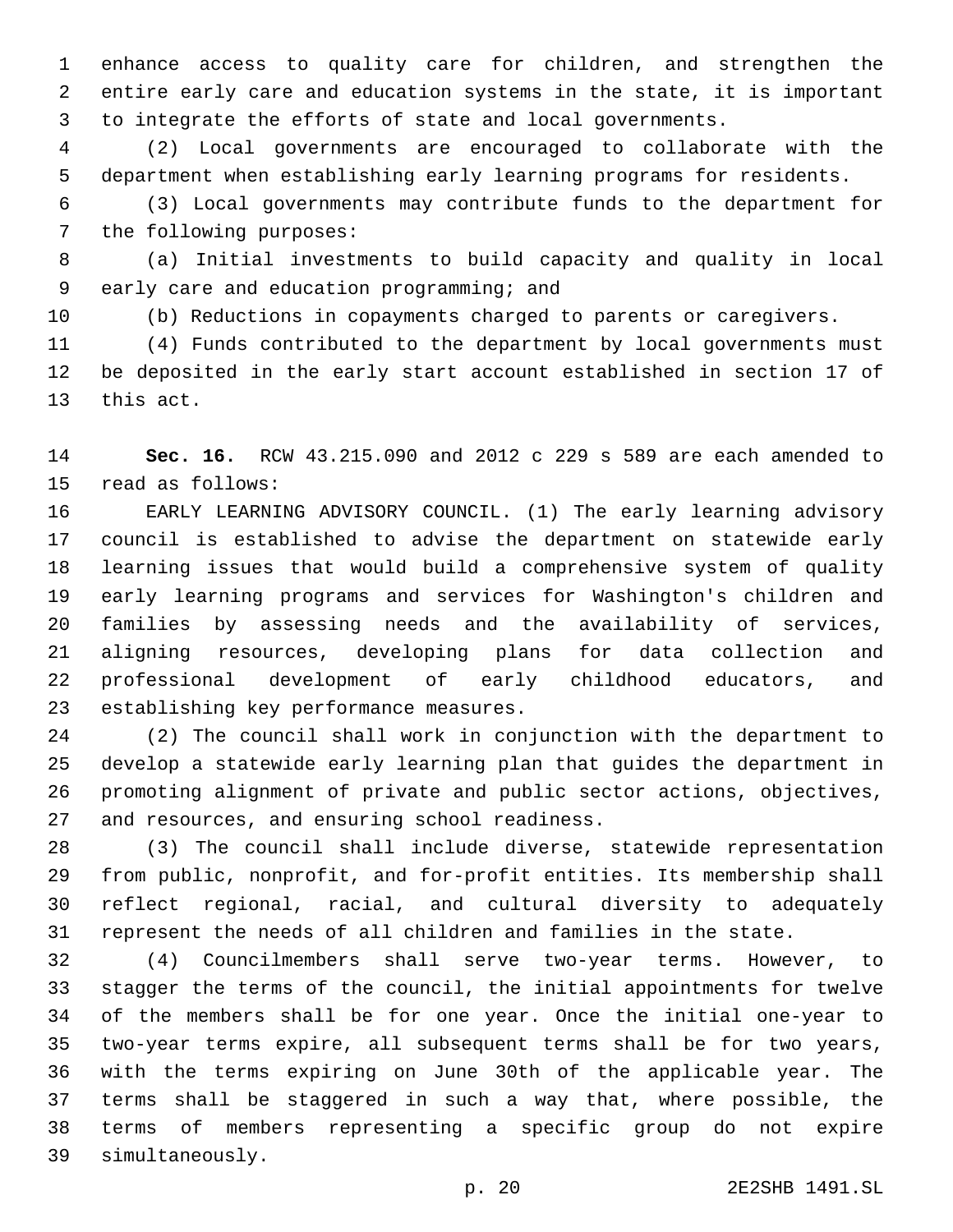enhance access to quality care for children, and strengthen the entire early care and education systems in the state, it is important to integrate the efforts of state and local governments.

(2) Local governments are encouraged to collaborate with the department when establishing early learning programs for residents.

(3) Local governments may contribute funds to the department for the following purposes:

(a) Initial investments to build capacity and quality in local early care and education programming; and

(b) Reductions in copayments charged to parents or caregivers.

(4) Funds contributed to the department by local governments must be deposited in the early start account established in section 17 of this act.

**Sec. 16.** RCW 43.215.090 and 2012 c 229 s 589 are each amended to read as follows:

EARLY LEARNING ADVISORY COUNCIL. (1) The early learning advisory council is established to advise the department on statewide early learning issues that would build a comprehensive system of quality early learning programs and services for Washington's children and families by assessing needs and the availability of services, aligning resources, developing plans for data collection and professional development of early childhood educators, and establishing key performance measures.

(2) The council shall work in conjunction with the department to develop a statewide early learning plan that guides the department in promoting alignment of private and public sector actions, objectives, and resources, and ensuring school readiness.

(3) The council shall include diverse, statewide representation from public, nonprofit, and for-profit entities. Its membership shall reflect regional, racial, and cultural diversity to adequately represent the needs of all children and families in the state.

(4) Councilmembers shall serve two-year terms. However, to stagger the terms of the council, the initial appointments for twelve of the members shall be for one year. Once the initial one-year to two-year terms expire, all subsequent terms shall be for two years, with the terms expiring on June 30th of the applicable year. The terms shall be staggered in such a way that, where possible, the terms of members representing a specific group do not expire simultaneously.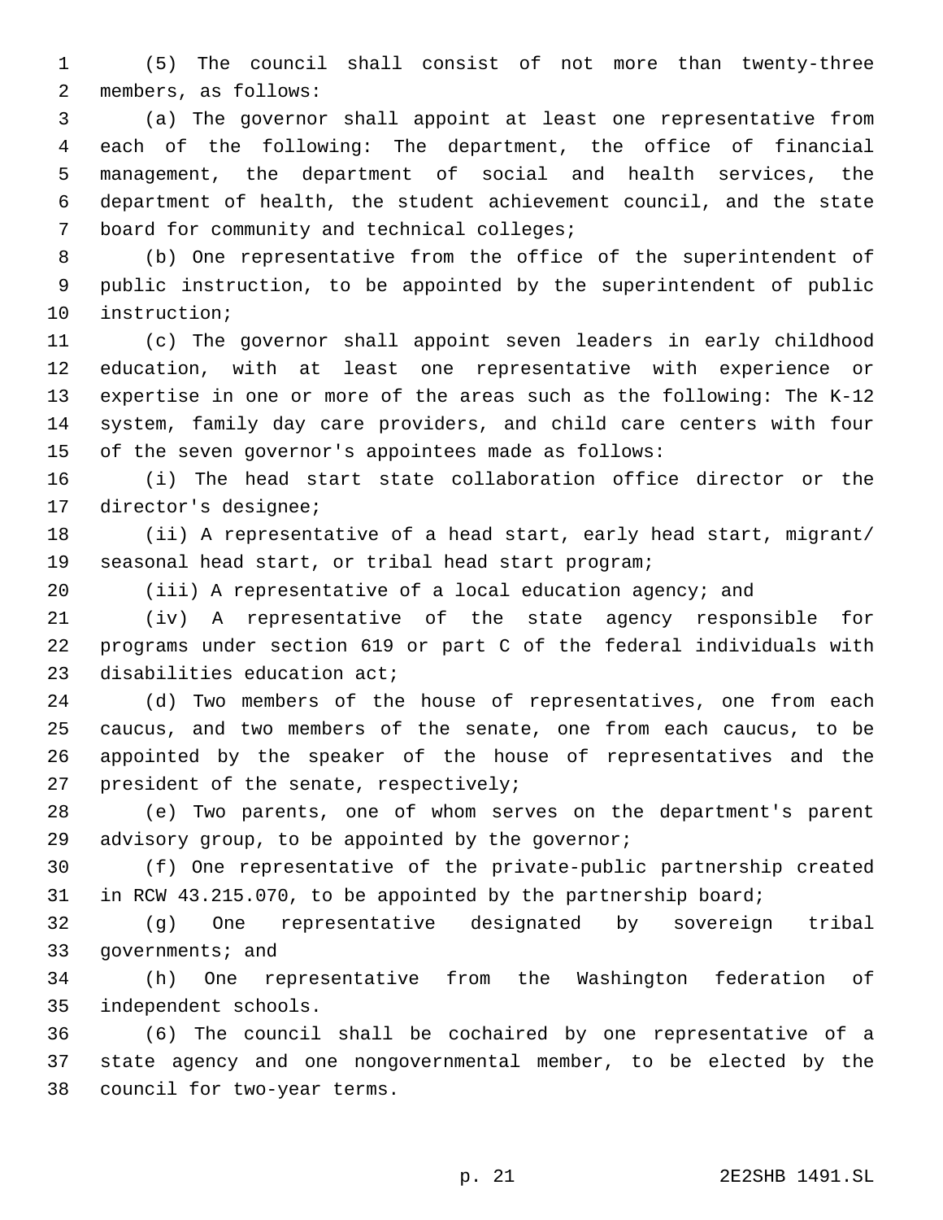(5) The council shall consist of not more than twenty-three members, as follows:

(a) The governor shall appoint at least one representative from each of the following: The department, the office of financial management, the department of social and health services, the department of health, the student achievement council, and the state board for community and technical colleges;

(b) One representative from the office of the superintendent of public instruction, to be appointed by the superintendent of public instruction;

(c) The governor shall appoint seven leaders in early childhood education, with at least one representative with experience or expertise in one or more of the areas such as the following: The K-12 system, family day care providers, and child care centers with four of the seven governor's appointees made as follows:

(i) The head start state collaboration office director or the director's designee;

(ii) A representative of a head start, early head start, migrant/seasonal head start, or tribal head start program;

(iii) A representative of a local education agency; and

(iv) A representative of the state agency responsible for programs under section 619 or part C of the federal individuals with disabilities education act;

(d) Two members of the house of representatives, one from each caucus, and two members of the senate, one from each caucus, to be appointed by the speaker of the house of representatives and the president of the senate, respectively;

(e) Two parents, one of whom serves on the department's parent advisory group, to be appointed by the governor;

(f) One representative of the private-public partnership created in RCW 43.215.070, to be appointed by the partnership board;

(g) One representative designated by sovereign tribal governments; and

(h) One representative from the Washington federation of independent schools.

(6) The council shall be cochaired by one representative of a state agency and one nongovernmental member, to be elected by the council for two-year terms.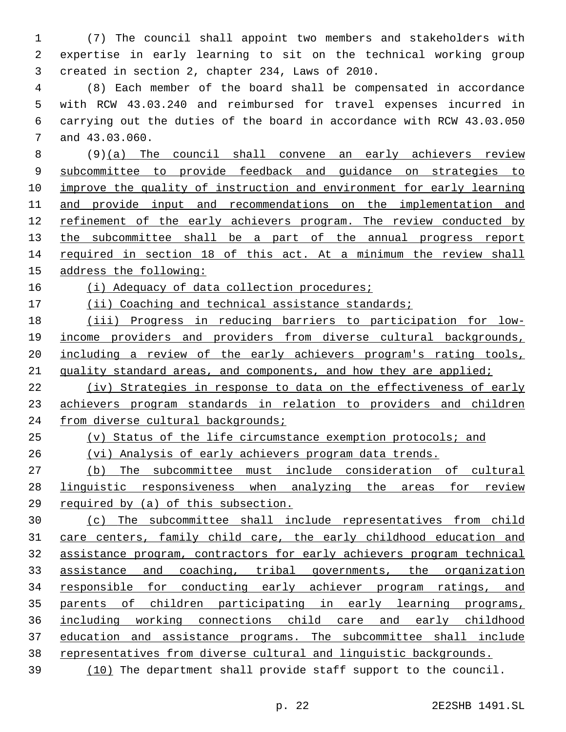(7) The council shall appoint two members and stakeholders with expertise in early learning to sit on the technical working group created in section 2, chapter 234, Laws of 2010.

(8) Each member of the board shall be compensated in accordance with RCW 43.03.240 and reimbursed for travel expenses incurred in carrying out the duties of the board in accordance with RCW 43.03.050 and 43.03.060.

(9)(a) The council shall convene an early achievers review subcommittee to provide feedback and guidance on strategies to improve the quality of instruction and environment for early learning and provide input and recommendations on the implementation and refinement of the early achievers program. The review conducted by the subcommittee shall be a part of the annual progress report required in section 18 of this act. At a minimum the review shall address the following:

(i) Adequacy of data collection procedures;

(ii) Coaching and technical assistance standards;

(iii) Progress in reducing barriers to participation for low-income providers and providers from diverse cultural backgrounds, including a review of the early achievers program's rating tools, quality standard areas, and components, and how they are applied;

(iv) Strategies in response to data on the effectiveness of early achievers program standards in relation to providers and children from diverse cultural backgrounds;

(v) Status of the life circumstance exemption protocols; and

(vi) Analysis of early achievers program data trends.

(b) The subcommittee must include consideration of cultural linguistic responsiveness when analyzing the areas for review required by (a) of this subsection.

(c) The subcommittee shall include representatives from child care centers, family child care, the early childhood education and assistance program, contractors for early achievers program technical assistance and coaching, tribal governments, the organization responsible for conducting early achiever program ratings, and parents of children participating in early learning programs, including working connections child care and early childhood education and assistance programs. The subcommittee shall include representatives from diverse cultural and linguistic backgrounds.

(10) The department shall provide staff support to the council.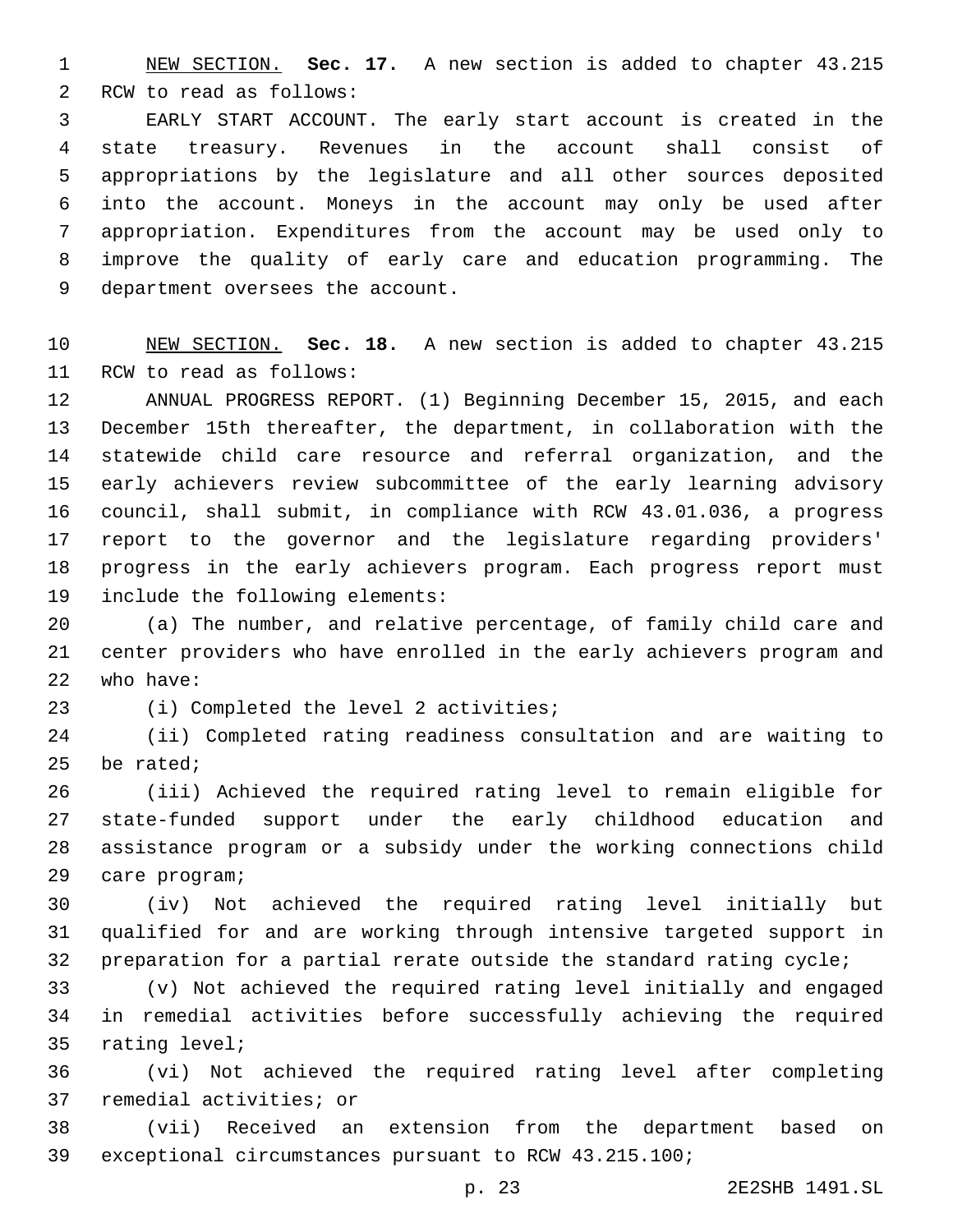NEW SECTION. **Sec. 17.** A new section is added to chapter 43.215 RCW to read as follows:

EARLY START ACCOUNT. The early start account is created in the state treasury. Revenues in the account shall consist of appropriations by the legislature and all other sources deposited into the account. Moneys in the account may only be used after appropriation. Expenditures from the account may be used only to improve the quality of early care and education programming. The department oversees the account.

NEW SECTION. **Sec. 18.** A new section is added to chapter 43.215 RCW to read as follows:

ANNUAL PROGRESS REPORT. (1) Beginning December 15, 2015, and each December 15th thereafter, the department, in collaboration with the statewide child care resource and referral organization, and the early achievers review subcommittee of the early learning advisory council, shall submit, in compliance with RCW 43.01.036, a progress report to the governor and the legislature regarding providers' progress in the early achievers program. Each progress report must include the following elements:

(a) The number, and relative percentage, of family child care and center providers who have enrolled in the early achievers program and who have:

(i) Completed the level 2 activities;

(ii) Completed rating readiness consultation and are waiting to be rated;

(iii) Achieved the required rating level to remain eligible for state-funded support under the early childhood education and assistance program or a subsidy under the working connections child care program;

(iv) Not achieved the required rating level initially but qualified for and are working through intensive targeted support in preparation for a partial rerate outside the standard rating cycle;

(v) Not achieved the required rating level initially and engaged in remedial activities before successfully achieving the required rating level;

(vi) Not achieved the required rating level after completing remedial activities; or

(vii) Received an extension from the department based on exceptional circumstances pursuant to RCW 43.215.100;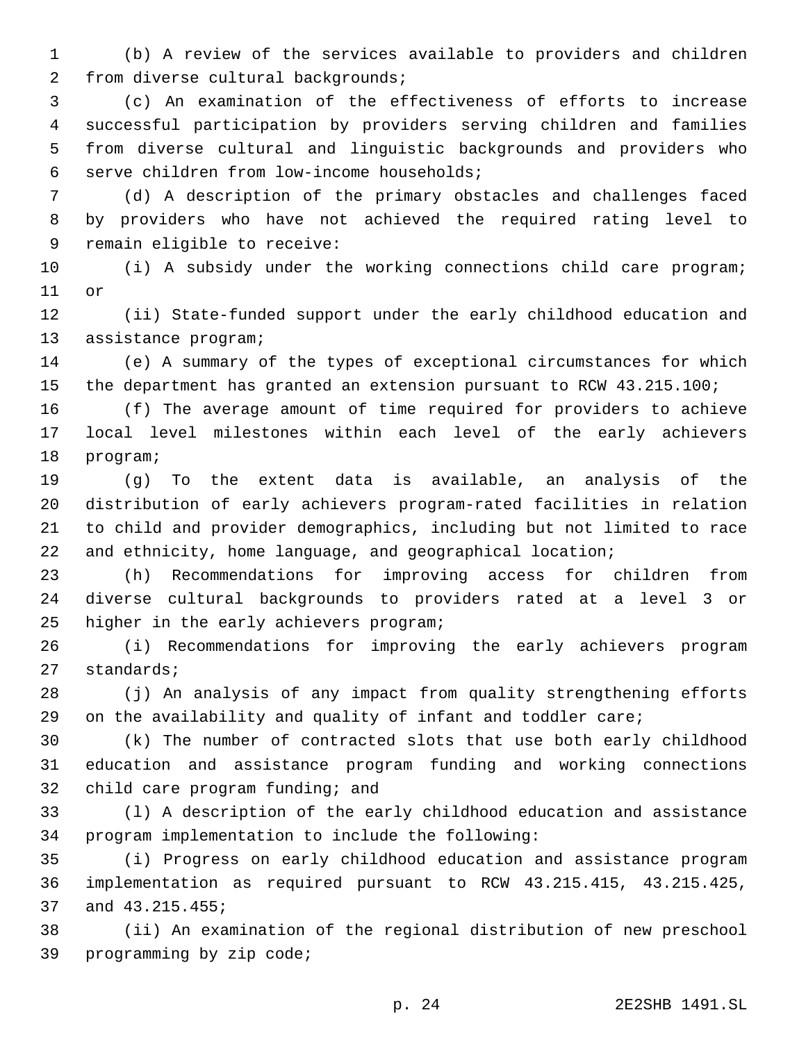(b) A review of the services available to providers and children from diverse cultural backgrounds;

(c) An examination of the effectiveness of efforts to increase successful participation by providers serving children and families from diverse cultural and linguistic backgrounds and providers who serve children from low-income households;

(d) A description of the primary obstacles and challenges faced by providers who have not achieved the required rating level to remain eligible to receive:

(i) A subsidy under the working connections child care program; or

(ii) State-funded support under the early childhood education and assistance program;

(e) A summary of the types of exceptional circumstances for which the department has granted an extension pursuant to RCW 43.215.100;

(f) The average amount of time required for providers to achieve local level milestones within each level of the early achievers program;

(g) To the extent data is available, an analysis of the distribution of early achievers program-rated facilities in relation to child and provider demographics, including but not limited to race and ethnicity, home language, and geographical location;

(h) Recommendations for improving access for children from diverse cultural backgrounds to providers rated at a level 3 or higher in the early achievers program;

(i) Recommendations for improving the early achievers program standards;

(j) An analysis of any impact from quality strengthening efforts on the availability and quality of infant and toddler care;

(k) The number of contracted slots that use both early childhood education and assistance program funding and working connections child care program funding; and

(l) A description of the early childhood education and assistance program implementation to include the following:

(i) Progress on early childhood education and assistance program implementation as required pursuant to RCW 43.215.415, 43.215.425, and 43.215.455;

(ii) An examination of the regional distribution of new preschool programming by zip code;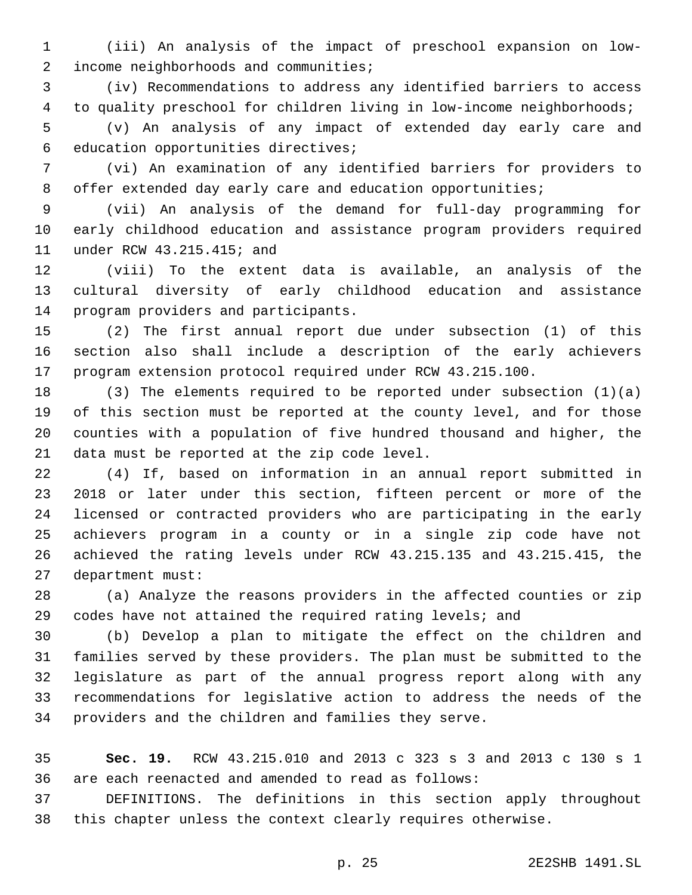(iii) An analysis of the impact of preschool expansion on low-income neighborhoods and communities;

(iv) Recommendations to address any identified barriers to access to quality preschool for children living in low-income neighborhoods;

(v) An analysis of any impact of extended day early care and education opportunities directives;

(vi) An examination of any identified barriers for providers to offer extended day early care and education opportunities;

(vii) An analysis of the demand for full-day programming for early childhood education and assistance program providers required under RCW 43.215.415; and

(viii) To the extent data is available, an analysis of the cultural diversity of early childhood education and assistance program providers and participants.

(2) The first annual report due under subsection (1) of this section also shall include a description of the early achievers program extension protocol required under RCW 43.215.100.

(3) The elements required to be reported under subsection (1)(a) of this section must be reported at the county level, and for those counties with a population of five hundred thousand and higher, the data must be reported at the zip code level.

(4) If, based on information in an annual report submitted in 2018 or later under this section, fifteen percent or more of the licensed or contracted providers who are participating in the early achievers program in a county or in a single zip code have not achieved the rating levels under RCW 43.215.135 and 43.215.415, the department must:

(a) Analyze the reasons providers in the affected counties or zip codes have not attained the required rating levels; and

(b) Develop a plan to mitigate the effect on the children and families served by these providers. The plan must be submitted to the legislature as part of the annual progress report along with any recommendations for legislative action to address the needs of the providers and the children and families they serve.

**Sec. 19.** RCW 43.215.010 and 2013 c 323 s 3 and 2013 c 130 s 1 are each reenacted and amended to read as follows:

DEFINITIONS. The definitions in this section apply throughout this chapter unless the context clearly requires otherwise.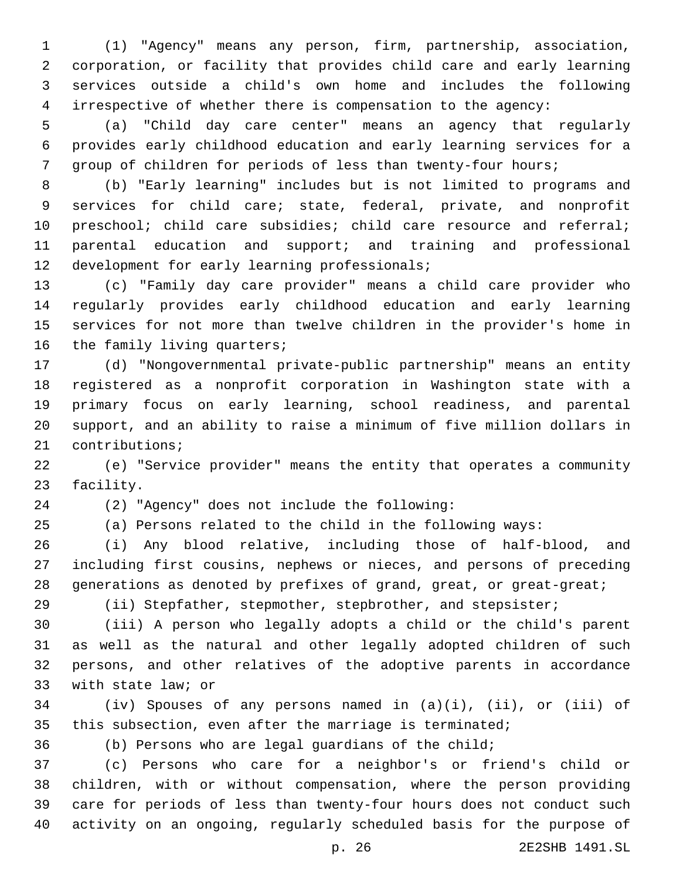(1) "Agency" means any person, firm, partnership, association, corporation, or facility that provides child care and early learning services outside a child's own home and includes the following irrespective of whether there is compensation to the agency:

(a) "Child day care center" means an agency that regularly provides early childhood education and early learning services for a group of children for periods of less than twenty-four hours;

(b) "Early learning" includes but is not limited to programs and services for child care; state, federal, private, and nonprofit preschool; child care subsidies; child care resource and referral; parental education and support; and training and professional development for early learning professionals;

(c) "Family day care provider" means a child care provider who regularly provides early childhood education and early learning services for not more than twelve children in the provider's home in the family living quarters;

(d) "Nongovernmental private-public partnership" means an entity registered as a nonprofit corporation in Washington state with a primary focus on early learning, school readiness, and parental support, and an ability to raise a minimum of five million dollars in contributions;

(e) "Service provider" means the entity that operates a community facility.

(2) "Agency" does not include the following:

(a) Persons related to the child in the following ways:

(i) Any blood relative, including those of half-blood, and including first cousins, nephews or nieces, and persons of preceding generations as denoted by prefixes of grand, great, or great-great;

(ii) Stepfather, stepmother, stepbrother, and stepsister;

(iii) A person who legally adopts a child or the child's parent as well as the natural and other legally adopted children of such persons, and other relatives of the adoptive parents in accordance with state law; or

(iv) Spouses of any persons named in (a)(i), (ii), or (iii) of this subsection, even after the marriage is terminated;

(b) Persons who are legal guardians of the child;

(c) Persons who care for a neighbor's or friend's child or children, with or without compensation, where the person providing care for periods of less than twenty-four hours does not conduct such activity on an ongoing, regularly scheduled basis for the purpose of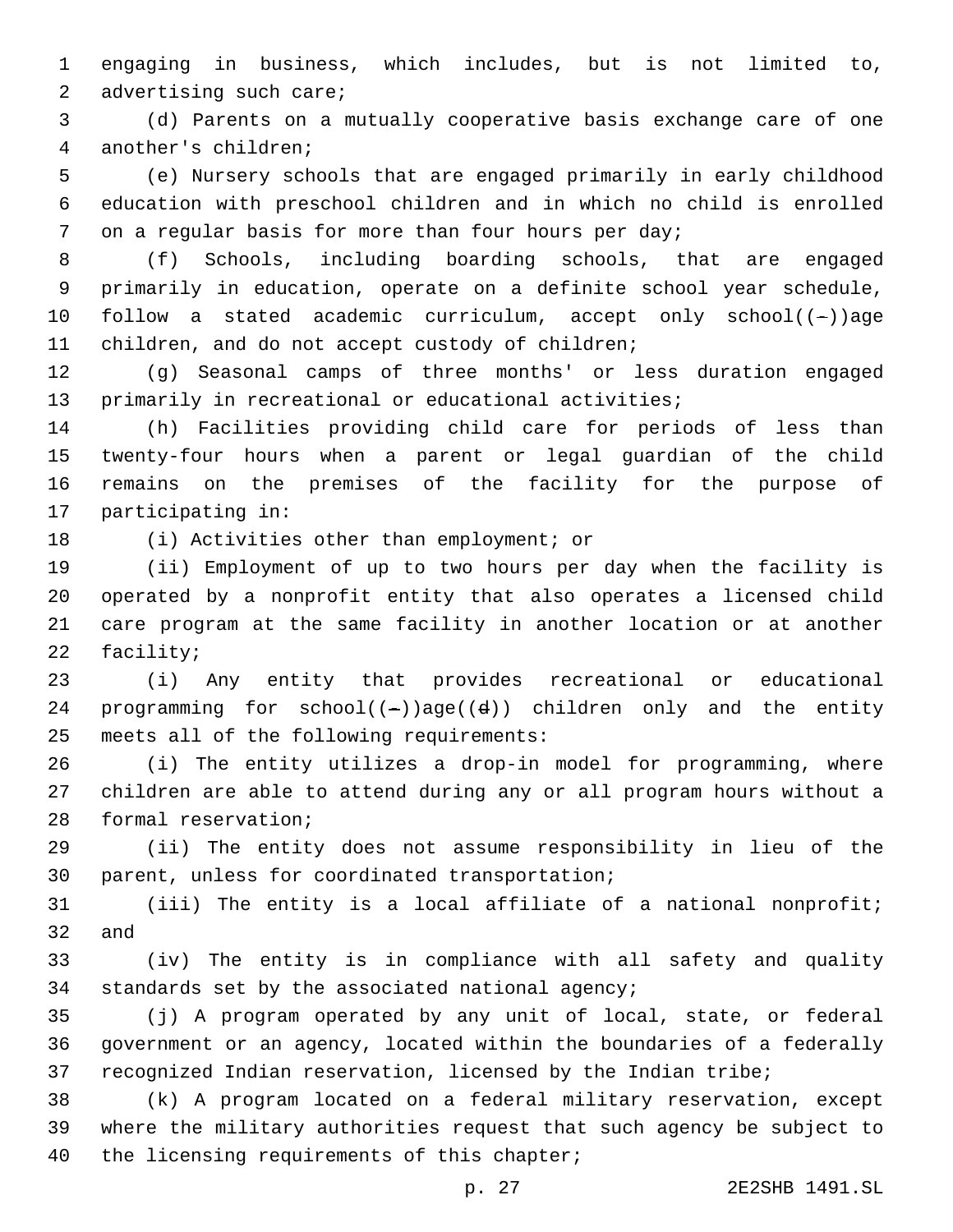engaging in business, which includes, but is not limited to, advertising such care;

(d) Parents on a mutually cooperative basis exchange care of one another's children;

(e) Nursery schools that are engaged primarily in early childhood education with preschool children and in which no child is enrolled on a regular basis for more than four hours per day;

(f) Schools, including boarding schools, that are engaged primarily in education, operate on a definite school year schedule, follow a stated academic curriculum, accept only school((-))age children, and do not accept custody of children;

(g) Seasonal camps of three months' or less duration engaged primarily in recreational or educational activities;

(h) Facilities providing child care for periods of less than twenty-four hours when a parent or legal guardian of the child remains on the premises of the facility for the purpose of participating in:

(i) Activities other than employment; or

(ii) Employment of up to two hours per day when the facility is operated by a nonprofit entity that also operates a licensed child care program at the same facility in another location or at another facility;

(i) Any entity that provides recreational or educational programming for school((-))age((d)) children only and the entity meets all of the following requirements:

(i) The entity utilizes a drop-in model for programming, where children are able to attend during any or all program hours without a formal reservation;

(ii) The entity does not assume responsibility in lieu of the parent, unless for coordinated transportation;

(iii) The entity is a local affiliate of a national nonprofit; and

(iv) The entity is in compliance with all safety and quality standards set by the associated national agency;

(j) A program operated by any unit of local, state, or federal government or an agency, located within the boundaries of a federally recognized Indian reservation, licensed by the Indian tribe;

(k) A program located on a federal military reservation, except where the military authorities request that such agency be subject to the licensing requirements of this chapter;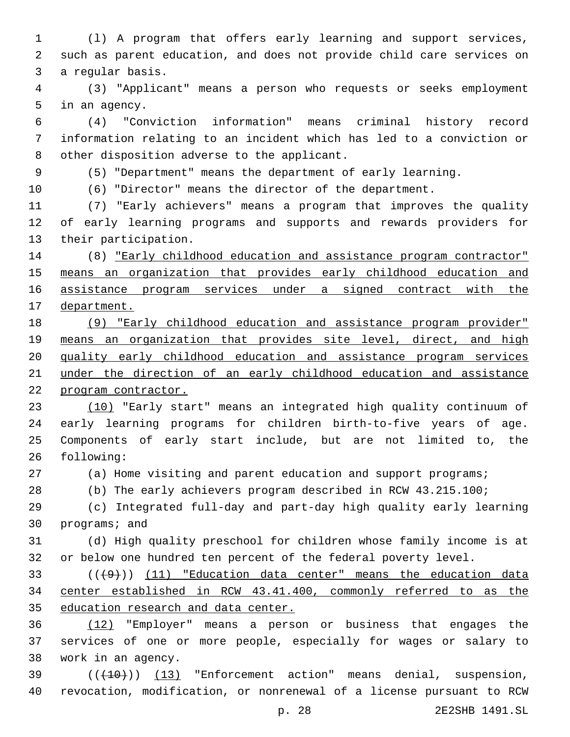(l) A program that offers early learning and support services, such as parent education, and does not provide child care services on a regular basis.

(3) "Applicant" means a person who requests or seeks employment in an agency.

(4) "Conviction information" means criminal history record information relating to an incident which has led to a conviction or other disposition adverse to the applicant.

(5) "Department" means the department of early learning.

(6) "Director" means the director of the department.

(7) "Early achievers" means a program that improves the quality of early learning programs and supports and rewards providers for their participation.

(8) <u>"Early childhood education and assistance program contractor" means an organization that provides early childhood education and assistance program services under a signed contract with the department.</u>

<u>(9) "Early childhood education and assistance program provider" means an organization that provides site level, direct, and high quality early childhood education and assistance program services under the direction of an early childhood education and assistance program contractor.</u>

<u>(10)</u> "Early start" means an integrated high quality continuum of early learning programs for children birth-to-five years of age. Components of early start include, but are not limited to, the following:

(a) Home visiting and parent education and support programs;

(b) The early achievers program described in RCW 43.215.100;

(c) Integrated full-day and part-day high quality early learning programs; and

(d) High quality preschool for children whose family income is at or below one hundred ten percent of the federal poverty level.

((~~(9)~~)) <u>(11) "Education data center" means the education data center established in RCW 43.41.400, commonly referred to as the education research and data center.</u>

<u>(12)</u> "Employer" means a person or business that engages the services of one or more people, especially for wages or salary to work in an agency.

((~~(10)~~)) <u>(13)</u> "Enforcement action" means denial, suspension, revocation, modification, or nonrenewal of a license pursuant to RCW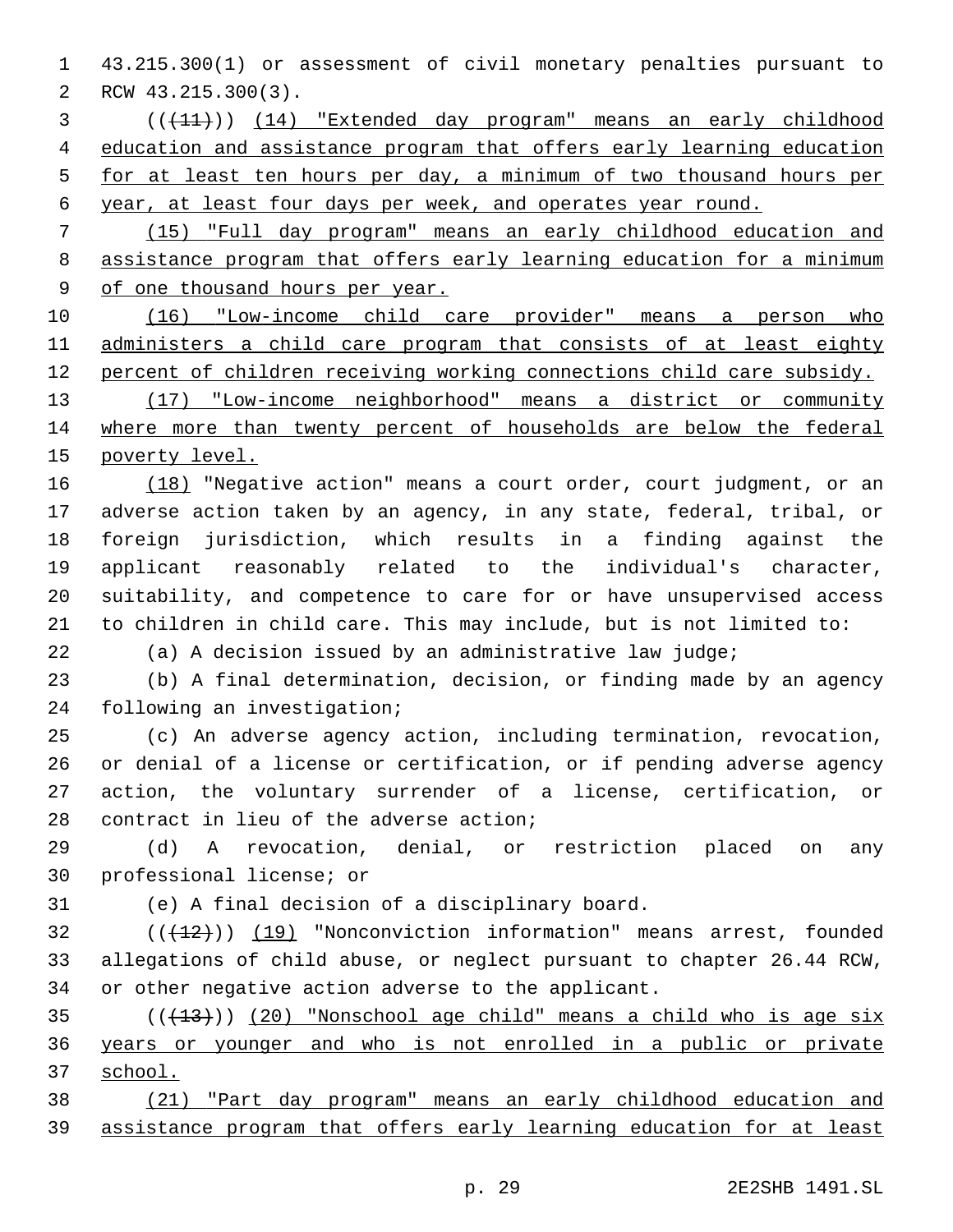43.215.300(1) or assessment of civil monetary penalties pursuant to RCW 43.215.300(3).

((~~(11)~~)) (14) "Extended day program" means an early childhood education and assistance program that offers early learning education for at least ten hours per day, a minimum of two thousand hours per year, at least four days per week, and operates year round.

(15) "Full day program" means an early childhood education and assistance program that offers early learning education for a minimum of one thousand hours per year.

(16) "Low-income child care provider" means a person who administers a child care program that consists of at least eighty percent of children receiving working connections child care subsidy.

(17) "Low-income neighborhood" means a district or community where more than twenty percent of households are below the federal poverty level.

(18) "Negative action" means a court order, court judgment, or an adverse action taken by an agency, in any state, federal, tribal, or foreign jurisdiction, which results in a finding against the applicant reasonably related to the individual's character, suitability, and competence to care for or have unsupervised access to children in child care. This may include, but is not limited to:

(a) A decision issued by an administrative law judge;

(b) A final determination, decision, or finding made by an agency following an investigation;

(c) An adverse agency action, including termination, revocation, or denial of a license or certification, or if pending adverse agency action, the voluntary surrender of a license, certification, or contract in lieu of the adverse action;

(d) A revocation, denial, or restriction placed on any professional license; or

(e) A final decision of a disciplinary board.

((~~(12)~~)) (19) "Nonconviction information" means arrest, founded allegations of child abuse, or neglect pursuant to chapter 26.44 RCW, or other negative action adverse to the applicant.

((~~(13)~~)) (20) "Nonschool age child" means a child who is age six years or younger and who is not enrolled in a public or private school.

(21) "Part day program" means an early childhood education and assistance program that offers early learning education for at least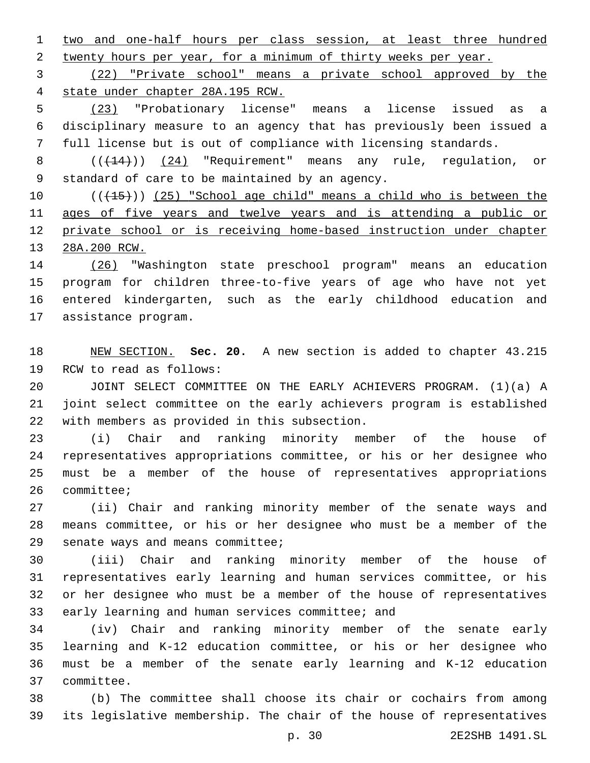two and one-half hours per class session, at least three hundred twenty hours per year, for a minimum of thirty weeks per year.

(22) "Private school" means a private school approved by the state under chapter 28A.195 RCW.

(23) "Probationary license" means a license issued as a disciplinary measure to an agency that has previously been issued a full license but is out of compliance with licensing standards.

(((14))) (24) "Requirement" means any rule, regulation, or standard of care to be maintained by an agency.

(((15))) (25) "School age child" means a child who is between the ages of five years and twelve years and is attending a public or private school or is receiving home-based instruction under chapter 28A.200 RCW.

(26) "Washington state preschool program" means an education program for children three-to-five years of age who have not yet entered kindergarten, such as the early childhood education and assistance program.

NEW SECTION. **Sec. 20.** A new section is added to chapter 43.215 RCW to read as follows:

JOINT SELECT COMMITTEE ON THE EARLY ACHIEVERS PROGRAM. (1)(a) A joint select committee on the early achievers program is established with members as provided in this subsection.

(i) Chair and ranking minority member of the house of representatives appropriations committee, or his or her designee who must be a member of the house of representatives appropriations committee;

(ii) Chair and ranking minority member of the senate ways and means committee, or his or her designee who must be a member of the senate ways and means committee;

(iii) Chair and ranking minority member of the house of representatives early learning and human services committee, or his or her designee who must be a member of the house of representatives early learning and human services committee; and

(iv) Chair and ranking minority member of the senate early learning and K-12 education committee, or his or her designee who must be a member of the senate early learning and K-12 education committee.

(b) The committee shall choose its chair or cochairs from among its legislative membership. The chair of the house of representatives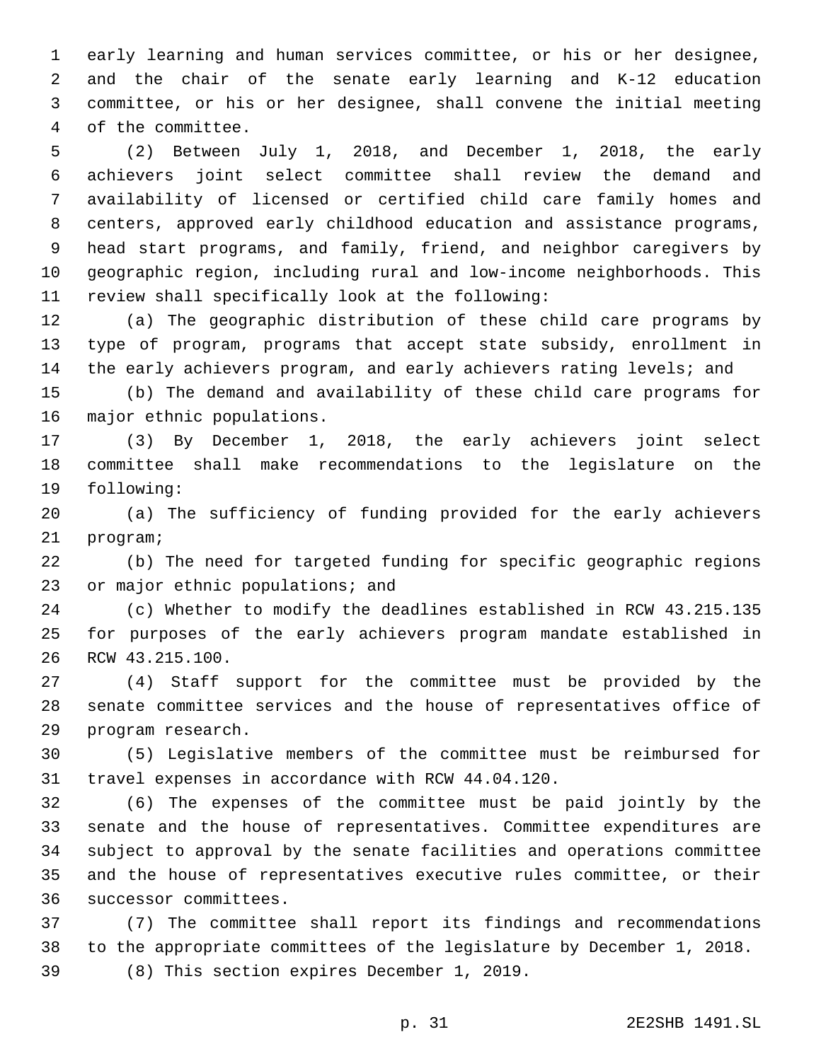early learning and human services committee, or his or her designee, and the chair of the senate early learning and K-12 education committee, or his or her designee, shall convene the initial meeting of the committee.

(2) Between July 1, 2018, and December 1, 2018, the early achievers joint select committee shall review the demand and availability of licensed or certified child care family homes and centers, approved early childhood education and assistance programs, head start programs, and family, friend, and neighbor caregivers by geographic region, including rural and low-income neighborhoods. This review shall specifically look at the following:

(a) The geographic distribution of these child care programs by type of program, programs that accept state subsidy, enrollment in the early achievers program, and early achievers rating levels; and

(b) The demand and availability of these child care programs for major ethnic populations.

(3) By December 1, 2018, the early achievers joint select committee shall make recommendations to the legislature on the following:

(a) The sufficiency of funding provided for the early achievers program;

(b) The need for targeted funding for specific geographic regions or major ethnic populations; and

(c) Whether to modify the deadlines established in RCW 43.215.135 for purposes of the early achievers program mandate established in RCW 43.215.100.

(4) Staff support for the committee must be provided by the senate committee services and the house of representatives office of program research.

(5) Legislative members of the committee must be reimbursed for travel expenses in accordance with RCW 44.04.120.

(6) The expenses of the committee must be paid jointly by the senate and the house of representatives. Committee expenditures are subject to approval by the senate facilities and operations committee and the house of representatives executive rules committee, or their successor committees.

(7) The committee shall report its findings and recommendations to the appropriate committees of the legislature by December 1, 2018.

(8) This section expires December 1, 2019.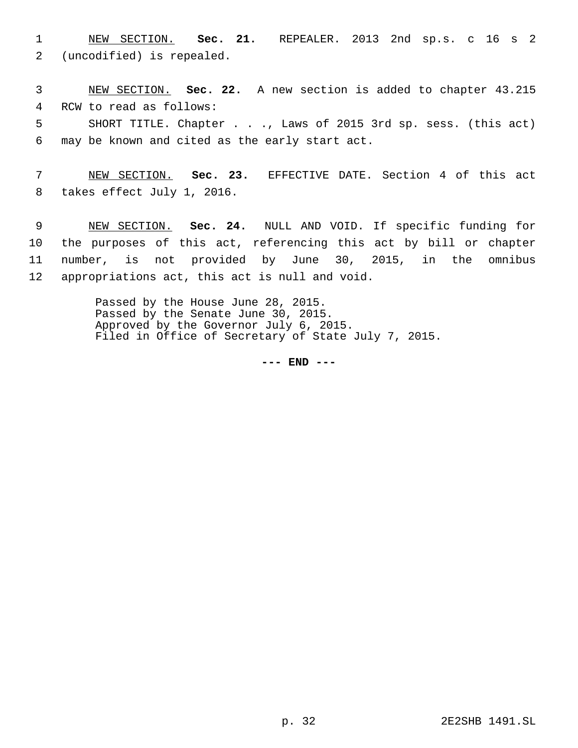NEW SECTION. **Sec. 21.** REPEALER. 2013 2nd sp.s. c 16 s 2 (uncodified) is repealed.

NEW SECTION. **Sec. 22.** A new section is added to chapter 43.215 RCW to read as follows:

SHORT TITLE. Chapter . . ., Laws of 2015 3rd sp. sess. (this act) may be known and cited as the early start act.

NEW SECTION. **Sec. 23.** EFFECTIVE DATE. Section 4 of this act takes effect July 1, 2016.

NEW SECTION. **Sec. 24.** NULL AND VOID. If specific funding for the purposes of this act, referencing this act by bill or chapter number, is not provided by June 30, 2015, in the omnibus appropriations act, this act is null and void.

Passed by the House June 28, 2015.
Passed by the Senate June 30, 2015.
Approved by the Governor July 6, 2015.
Filed in Office of Secretary of State July 7, 2015.

**--- END ---**